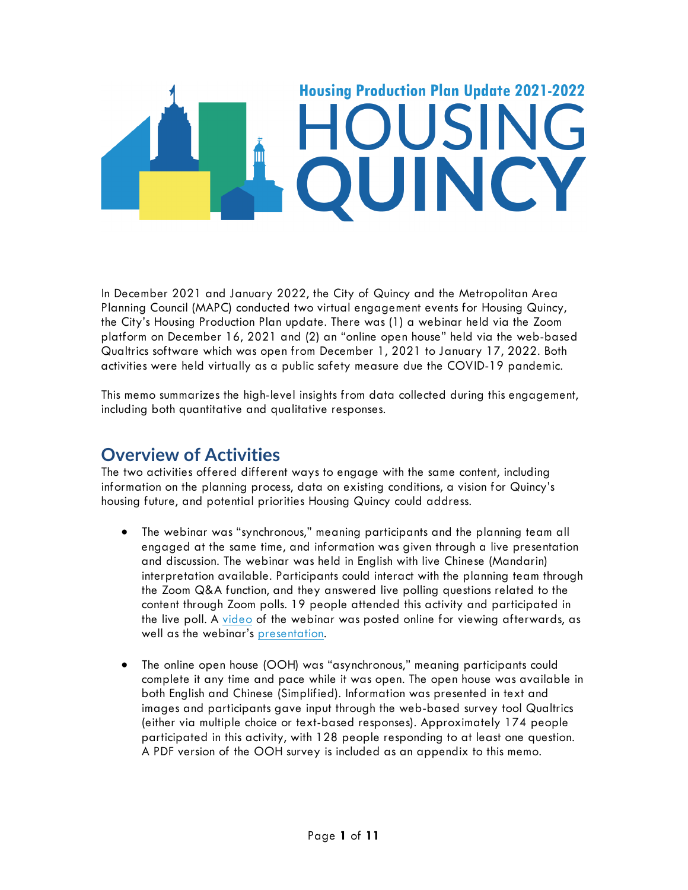# Housing Production Plan Update 2021-2022

# HOUSING QUINCY

In December 2021 and January 2022, the City of Quincy and the Metropolitan Area Planning Council (MAPC) conducted two virtual engagement events for Housing Quincy, the City's Housing Production Plan update. There was (1) a webinar held via the Zoom platform on December 16, 2021 and (2) an "online open house" held via the web-based Qualtrics software which was open from December 1, 2021 to January 17, 2022. Both activities were held virtually as a public safety measure due the COVID-19 pandemic.

This memo summarizes the high-level insights from data collected during this engagement, including both quantitative and qualitative responses.

## Overview of Activities

The two activities offered different ways to engage with the same content, including information on the planning process, data on existing conditions, a vision for Quincy's housing future, and potential priorities Housing Quincy could address.

- The webinar was "synchronous," meaning participants and the planning team all engaged at the same time, and information was given through a live presentation and discussion. The webinar was held in English with live Chinese (Mandarin) interpretation available. Participants could interact with the planning team through the Zoom Q&A function, and they answered live polling questions related to the content through Zoom polls. 19 people attended this activity and participated in the live poll. A video of the webinar was posted online for viewing afterwards, as well as the webinar's presentation.

- The online open house (OOH) was "asynchronous," meaning participants could complete it any time and pace while it was open. The open house was available in both English and Chinese (Simplified). Information was presented in text and images and participants gave input through the web-based survey tool Qualtrics (either via multiple choice or text-based responses). Approximately 174 people participated in this activity, with 128 people responding to at least one question. A PDF version of the OOH survey is included as an appendix to this memo.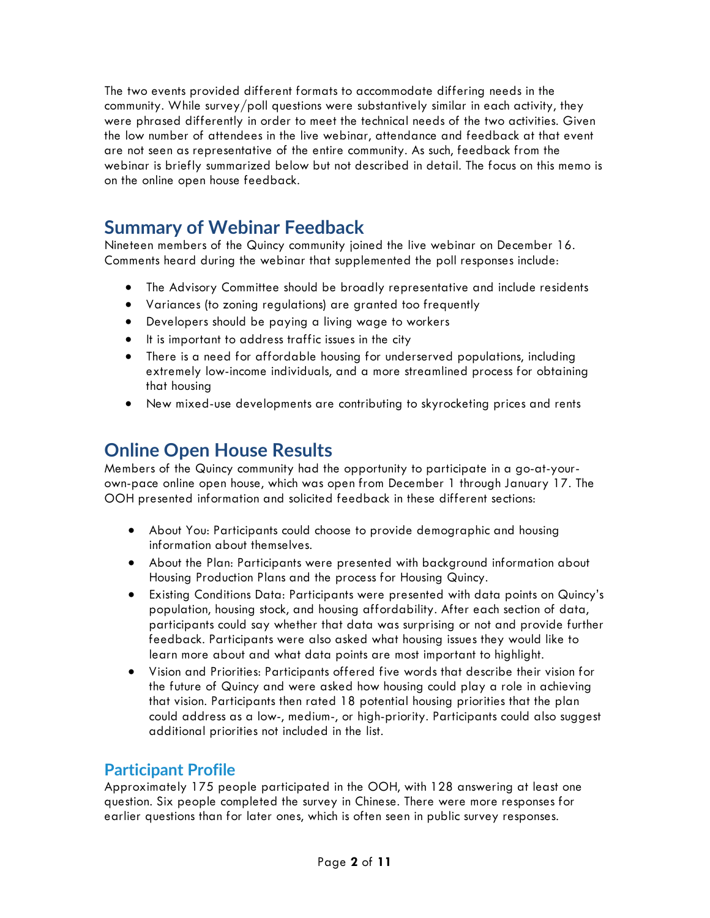The two events provided different formats to accommodate differing needs in the community. While survey/poll questions were substantively similar in each activity, they were phrased differently in order to meet the technical needs of the two activities. Given the low number of attendees in the live webinar, attendance and feedback at that event are not seen as representative of the entire community. As such, feedback from the webinar is briefly summarized below but not described in detail. The focus on this memo is on the online open house feedback.

## Summary of Webinar Feedback

Nineteen members of the Quincy community joined the live webinar on December 16. Comments heard during the webinar that supplemented the poll responses include:

- The Advisory Committee should be broadly representative and include residents
- Variances (to zoning regulations) are granted too frequently
- Developers should be paying a living wage to workers
- It is important to address traffic issues in the city
- There is a need for affordable housing for underserved populations, including extremely low-income individuals, and a more streamlined process for obtaining that housing
- New mixed-use developments are contributing to skyrocketing prices and rents

## Online Open House Results

Members of the Quincy community had the opportunity to participate in a go-at-your-own-pace online open house, which was open from December 1 through January 17. The OOH presented information and solicited feedback in these different sections:

- About You: Participants could choose to provide demographic and housing information about themselves.
- About the Plan: Participants were presented with background information about Housing Production Plans and the process for Housing Quincy.
- Existing Conditions Data: Participants were presented with data points on Quincy's population, housing stock, and housing affordability. After each section of data, participants could say whether that data was surprising or not and provide further feedback. Participants were also asked what housing issues they would like to learn more about and what data points are most important to highlight.
- Vision and Priorities: Participants offered five words that describe their vision for the future of Quincy and were asked how housing could play a role in achieving that vision. Participants then rated 18 potential housing priorities that the plan could address as a low-, medium-, or high-priority. Participants could also suggest additional priorities not included in the list.

### Participant Profile

Approximately 175 people participated in the OOH, with 128 answering at least one question. Six people completed the survey in Chinese. There were more responses for earlier questions than for later ones, which is often seen in public survey responses.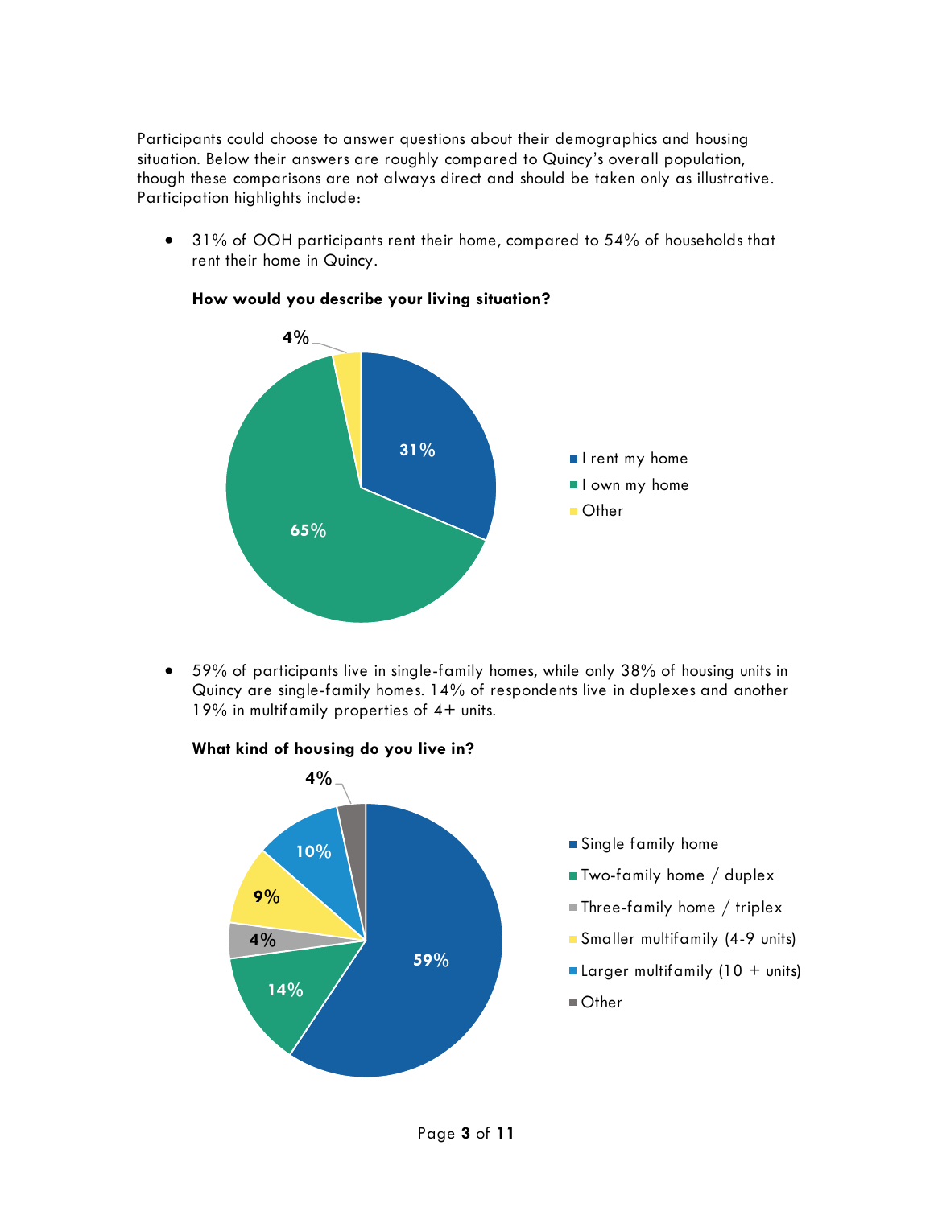Participants could choose to answer questions about their demographics and housing situation. Below their answers are roughly compared to Quincy's overall population, though these comparisons are not always direct and should be taken only as illustrative. Participation highlights include:

- 31% of OOH participants rent their home, compared to 54% of households that rent their home in Quincy.

**How would you describe your living situation?**

| Response | Percent |
|---|---|
| I rent my home | 31% |
| I own my home | 65% |
| Other | 4% |

- 59% of participants live in single-family homes, while only 38% of housing units in Quincy are single-family homes. 14% of respondents live in duplexes and another 19% in multifamily properties of 4+ units.

**What kind of housing do you live in?**

| Response | Percent |
|---|---|
| Single family home | 59% |
| Two-family home / duplex | 14% |
| Three-family home / triplex | 4% |
| Smaller multifamily (4-9 units) | 9% |
| Larger multifamily (10 + units) | 10% |
| Other | 4% |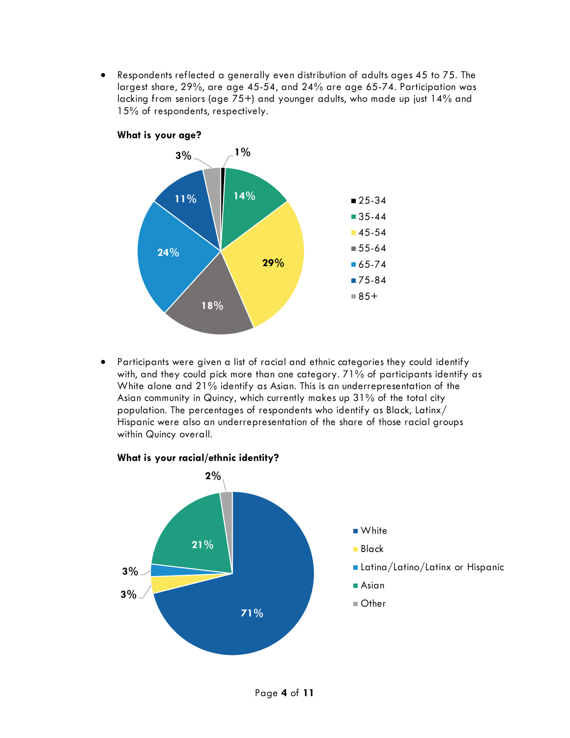- Respondents reflected a generally even distribution of adults ages 45 to 75. The largest share, 29%, are age 45-54, and 24% are age 65-74. Participation was lacking from seniors (age 75+) and younger adults, who made up just 14% and 15% of respondents, respectively.

**What is your age?**

| Age | Share |
|---|---|
| 25-34 | 1% |
| 35-44 | 14% |
| 45-54 | 29% |
| 55-64 | 18% |
| 65-74 | 24% |
| 75-84 | 11% |
| 85+ | 3% |

- Participants were given a list of racial and ethnic categories they could identify with, and they could pick more than one category. 71% of participants identify as White alone and 21% identify as Asian. This is an underrepresentation of the Asian community in Quincy, which currently makes up 31% of the total city population. The percentages of respondents who identify as Black, Latinx/Hispanic were also an underrepresentation of the share of those racial groups within Quincy overall.

**What is your racial/ethnic identity?**

| Racial/Ethnic Identity | Share |
|---|---|
| White | 71% |
| Black | 3% |
| Latina/Latino/Latinx or Hispanic | 3% |
| Asian | 21% |
| Other | 2% |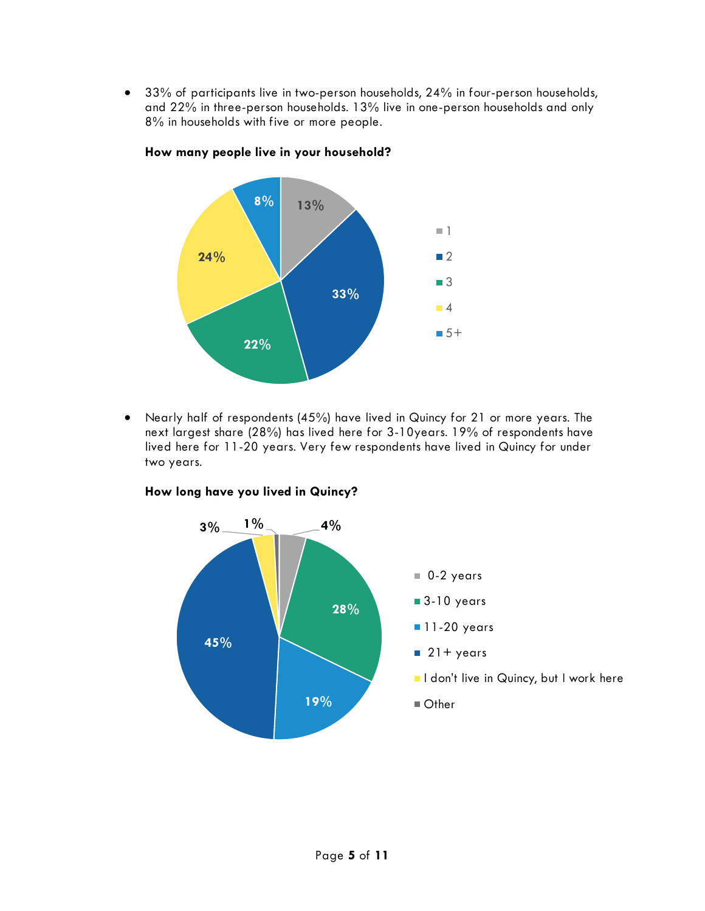- 33% of participants live in two-person households, 24% in four-person households, and 22% in three-person households. 13% live in one-person households and only 8% in households with five or more people.

**How many people live in your household?**

| Household size | Percent |
|---|---|
| 1 | 13% |
| 2 | 33% |
| 3 | 22% |
| 4 | 24% |
| 5+ | 8% |

- Nearly half of respondents (45%) have lived in Quincy for 21 or more years. The next largest share (28%) has lived here for 3-10years. 19% of respondents have lived here for 11-20 years. Very few respondents have lived in Quincy for under two years.

**How long have you lived in Quincy?**

| Length of residence | Percent |
|---|---|
| 0-2 years | 4% |
| 3-10 years | 28% |
| 11-20 years | 19% |
| 21+ years | 45% |
| I don't live in Quincy, but I work here | 3% |
| Other | 1% |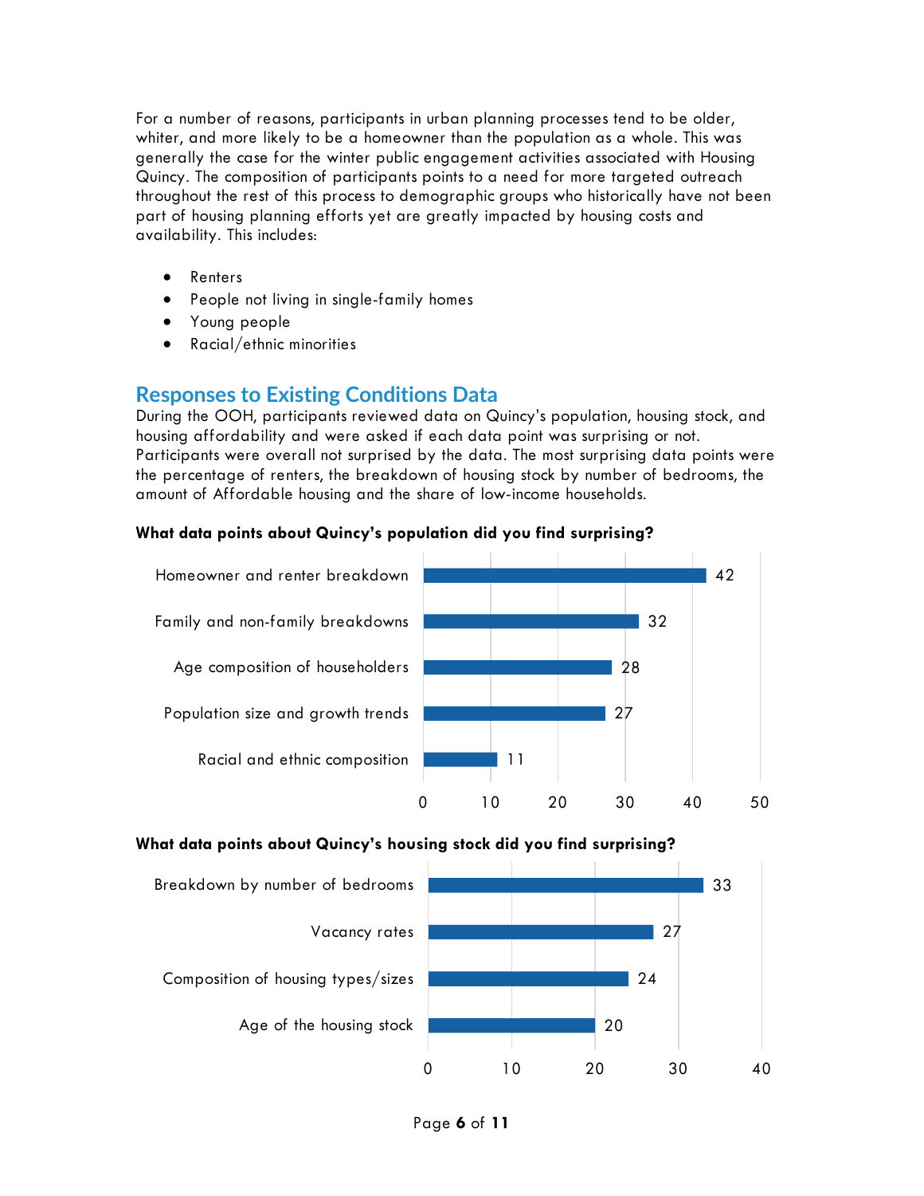For a number of reasons, participants in urban planning processes tend to be older, whiter, and more likely to be a homeowner than the population as a whole. This was generally the case for the winter public engagement activities associated with Housing Quincy. The composition of participants points to a need for more targeted outreach throughout the rest of this process to demographic groups who historically have not been part of housing planning efforts yet are greatly impacted by housing costs and availability. This includes:

- Renters
- People not living in single-family homes
- Young people
- Racial/ethnic minorities

## Responses to Existing Conditions Data

During the OOH, participants reviewed data on Quincy's population, housing stock, and housing affordability and were asked if each data point was surprising or not. Participants were overall not surprised by the data. The most surprising data points were the percentage of renters, the breakdown of housing stock by number of bedrooms, the amount of Affordable housing and the share of low-income households.

**What data points about Quincy's population did you find surprising?**

| Data point | Responses |
| --- | --- |
| Homeowner and renter breakdown | 42 |
| Family and non-family breakdowns | 32 |
| Age composition of householders | 28 |
| Population size and growth trends | 27 |
| Racial and ethnic composition | 11 |

**What data points about Quincy's housing stock did you find surprising?**

| Data point | Responses |
| --- | --- |
| Breakdown by number of bedrooms | 33 |
| Vacancy rates | 27 |
| Composition of housing types/sizes | 24 |
| Age of the housing stock | 20 |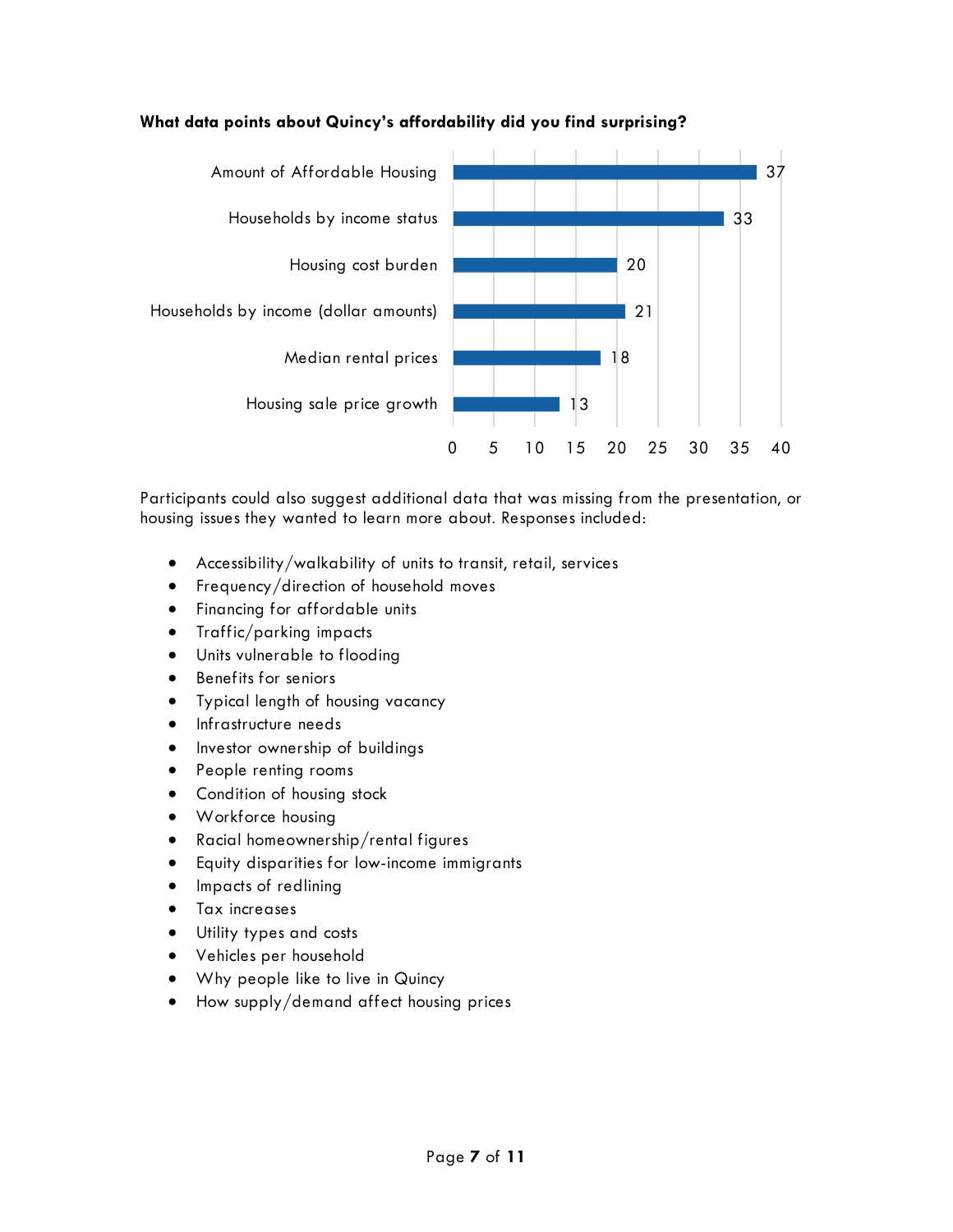**What data points about Quincy's affordability did you find surprising?**

| Data point | Responses |
| --- | --- |
| Amount of Affordable Housing | 37 |
| Households by income status | 33 |
| Housing cost burden | 20 |
| Households by income (dollar amounts) | 21 |
| Median rental prices | 18 |
| Housing sale price growth | 13 |

Participants could also suggest additional data that was missing from the presentation, or housing issues they wanted to learn more about. Responses included:

- Accessibility/walkability of units to transit, retail, services
- Frequency/direction of household moves
- Financing for affordable units
- Traffic/parking impacts
- Units vulnerable to flooding
- Benefits for seniors
- Typical length of housing vacancy
- Infrastructure needs
- Investor ownership of buildings
- People renting rooms
- Condition of housing stock
- Workforce housing
- Racial homeownership/rental figures
- Equity disparities for low-income immigrants
- Impacts of redlining
- Tax increases
- Utility types and costs
- Vehicles per household
- Why people like to live in Quincy
- How supply/demand affect housing prices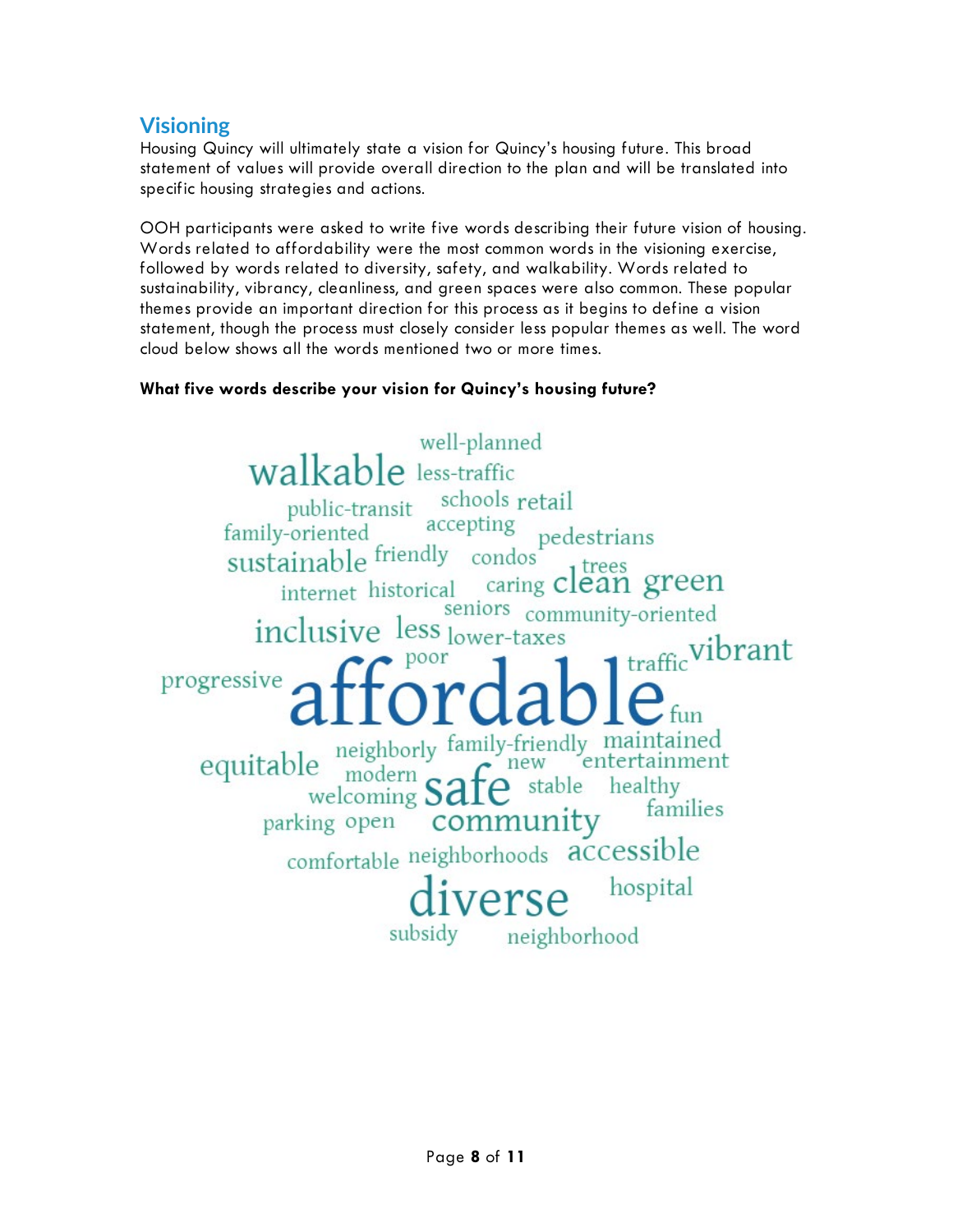## Visioning

Housing Quincy will ultimately state a vision for Quincy's housing future. This broad statement of values will provide overall direction to the plan and will be translated into specific housing strategies and actions.

OOH participants were asked to write five words describing their future vision of housing. Words related to affordability were the most common words in the visioning exercise, followed by words related to diversity, safety, and walkability. Words related to sustainability, vibrancy, cleanliness, and green spaces were also common. These popular themes provide an important direction for this process as it begins to define a vision statement, though the process must closely consider less popular themes as well. The word cloud below shows all the words mentioned two or more times.

**What five words describe your vision for Quincy's housing future?**

well-planned walkable less-traffic public-transit schools retail family-oriented accepting pedestrians sustainable friendly condos trees internet historical caring clean green seniors community-oriented inclusive less lower-taxes poor traffic vibrant progressive affordable fun equitable neighborly family-friendly maintained new entertainment modern welcoming safe stable healthy families parking open community comfortable neighborhoods accessible diverse hospital subsidy neighborhood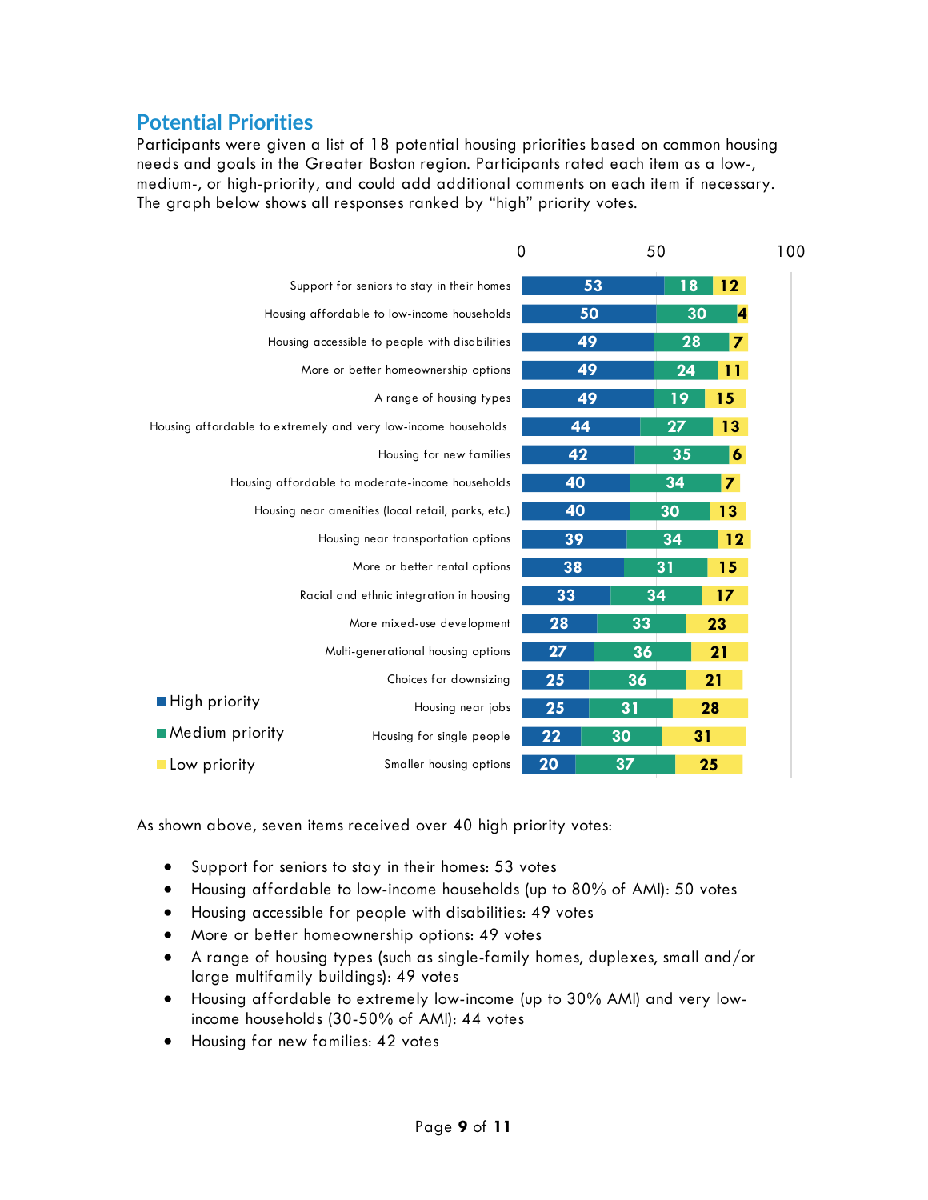## Potential Priorities

Participants were given a list of 18 potential housing priorities based on common housing needs and goals in the Greater Boston region. Participants rated each item as a low-, medium-, or high-priority, and could add additional comments on each item if necessary. The graph below shows all responses ranked by "high" priority votes.

| Potential Priority | High priority | Medium priority | Low priority |
|---|---|---|---|
| Support for seniors to stay in their homes | 53 | 18 | 12 |
| Housing affordable to low-income households | 50 | 30 | 4 |
| Housing accessible to people with disabilities | 49 | 28 | 7 |
| More or better homeownership options | 49 | 24 | 11 |
| A range of housing types | 49 | 19 | 15 |
| Housing affordable to extremely and very low-income households | 44 | 27 | 13 |
| Housing for new families | 42 | 35 | 6 |
| Housing affordable to moderate-income households | 40 | 34 | 7 |
| Housing near amenities (local retail, parks, etc.) | 40 | 30 | 13 |
| Housing near transportation options | 39 | 34 | 12 |
| More or better rental options | 38 | 31 | 15 |
| Racial and ethnic integration in housing | 33 | 34 | 17 |
| More mixed-use development | 28 | 33 | 23 |
| Multi-generational housing options | 27 | 36 | 21 |
| Choices for downsizing | 25 | 36 | 21 |
| Housing near jobs | 25 | 31 | 28 |
| Housing for single people | 22 | 30 | 31 |
| Smaller housing options | 20 | 37 | 25 |

As shown above, seven items received over 40 high priority votes:

- Support for seniors to stay in their homes: 53 votes
- Housing affordable to low-income households (up to 80% of AMI): 50 votes
- Housing accessible for people with disabilities: 49 votes
- More or better homeownership options: 49 votes
- A range of housing types (such as single-family homes, duplexes, small and/or large multifamily buildings): 49 votes
- Housing affordable to extremely low-income (up to 30% AMI) and very low-income households (30-50% of AMI): 44 votes
- Housing for new families: 42 votes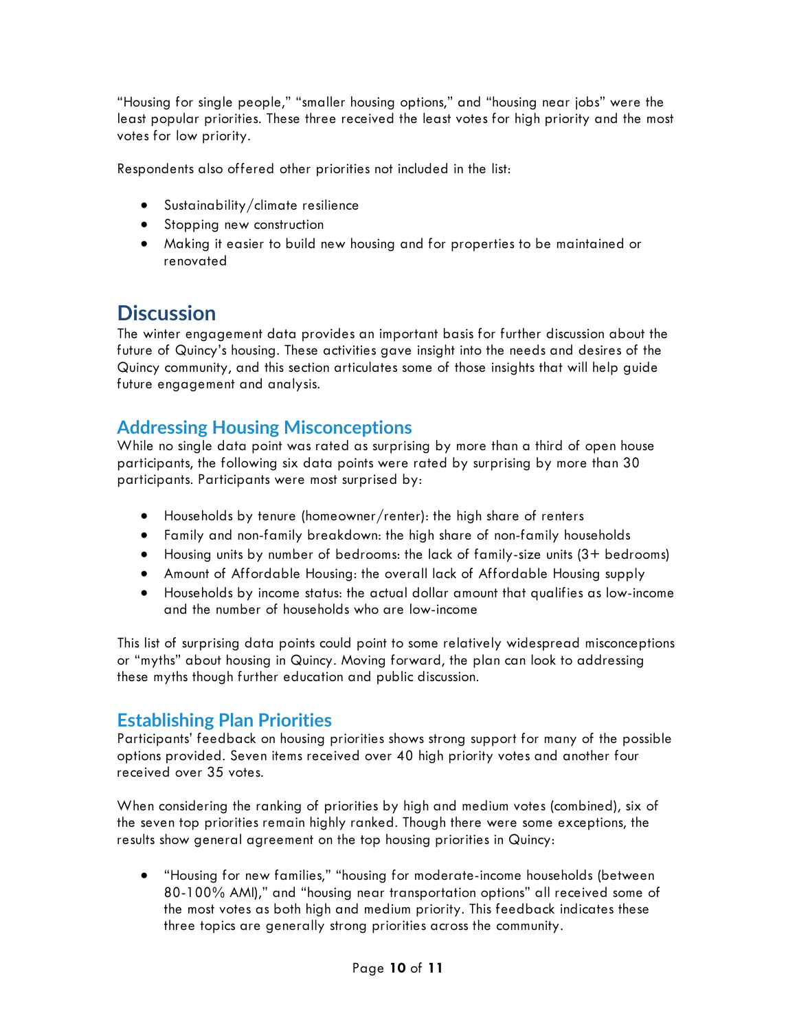"Housing for single people," "smaller housing options," and "housing near jobs" were the least popular priorities. These three received the least votes for high priority and the most votes for low priority.

Respondents also offered other priorities not included in the list:

- Sustainability/climate resilience
- Stopping new construction
- Making it easier to build new housing and for properties to be maintained or renovated

# Discussion

The winter engagement data provides an important basis for further discussion about the future of Quincy's housing. These activities gave insight into the needs and desires of the Quincy community, and this section articulates some of those insights that will help guide future engagement and analysis.

## Addressing Housing Misconceptions

While no single data point was rated as surprising by more than a third of open house participants, the following six data points were rated by surprising by more than 30 participants. Participants were most surprised by:

- Households by tenure (homeowner/renter): the high share of renters
- Family and non-family breakdown: the high share of non-family households
- Housing units by number of bedrooms: the lack of family-size units (3+ bedrooms)
- Amount of Affordable Housing: the overall lack of Affordable Housing supply
- Households by income status: the actual dollar amount that qualifies as low-income and the number of households who are low-income

This list of surprising data points could point to some relatively widespread misconceptions or "myths" about housing in Quincy. Moving forward, the plan can look to addressing these myths though further education and public discussion.

## Establishing Plan Priorities

Participants' feedback on housing priorities shows strong support for many of the possible options provided. Seven items received over 40 high priority votes and another four received over 35 votes.

When considering the ranking of priorities by high and medium votes (combined), six of the seven top priorities remain highly ranked. Though there were some exceptions, the results show general agreement on the top housing priorities in Quincy:

- "Housing for new families," "housing for moderate-income households (between 80-100% AMI)," and "housing near transportation options" all received some of the most votes as both high and medium priority. This feedback indicates these three topics are generally strong priorities across the community.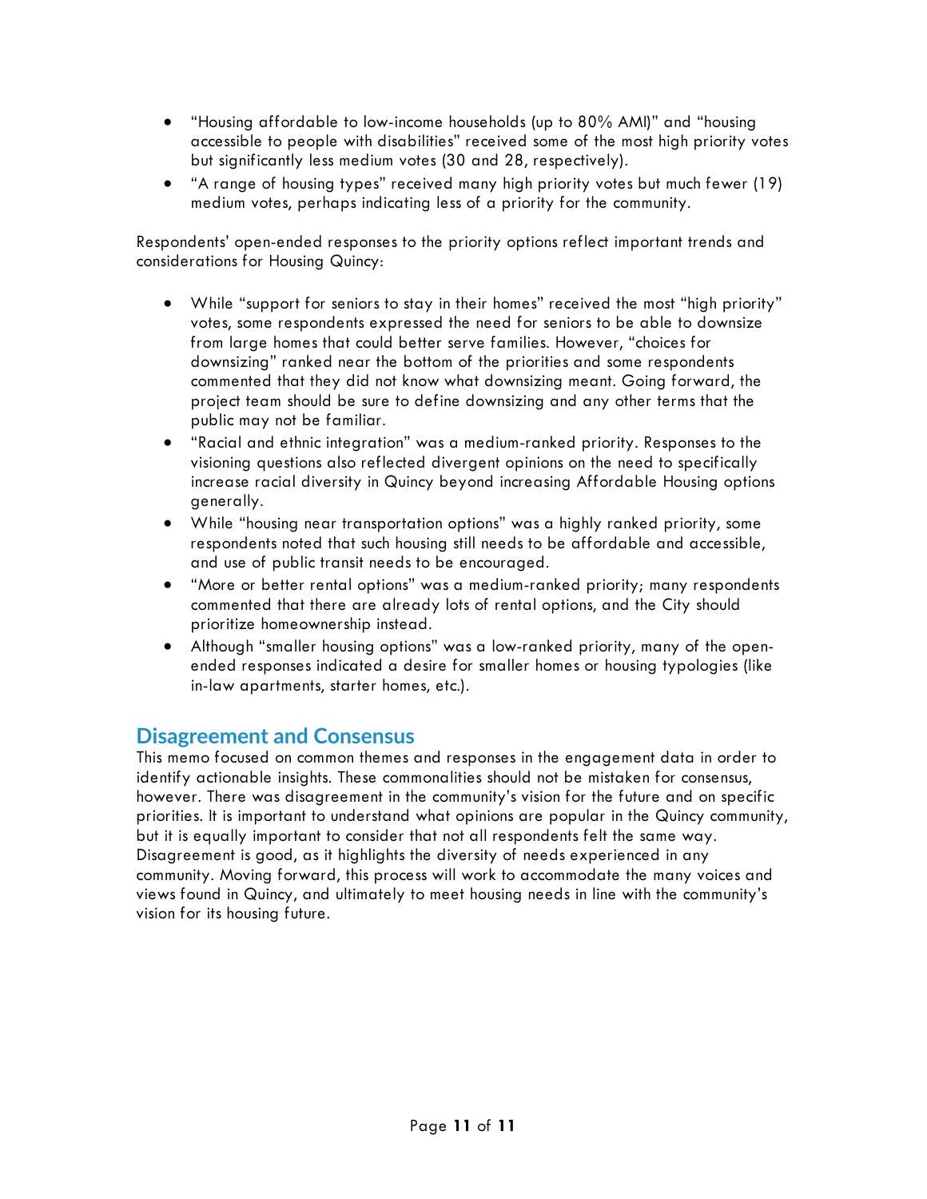- "Housing affordable to low-income households (up to 80% AMI)" and "housing accessible to people with disabilities" received some of the most high priority votes but significantly less medium votes (30 and 28, respectively).
- "A range of housing types" received many high priority votes but much fewer (19) medium votes, perhaps indicating less of a priority for the community.

Respondents' open-ended responses to the priority options reflect important trends and considerations for Housing Quincy:

- While "support for seniors to stay in their homes" received the most "high priority" votes, some respondents expressed the need for seniors to be able to downsize from large homes that could better serve families. However, "choices for downsizing" ranked near the bottom of the priorities and some respondents commented that they did not know what downsizing meant. Going forward, the project team should be sure to define downsizing and any other terms that the public may not be familiar.
- "Racial and ethnic integration" was a medium-ranked priority. Responses to the visioning questions also reflected divergent opinions on the need to specifically increase racial diversity in Quincy beyond increasing Affordable Housing options generally.
- While "housing near transportation options" was a highly ranked priority, some respondents noted that such housing still needs to be affordable and accessible, and use of public transit needs to be encouraged.
- "More or better rental options" was a medium-ranked priority; many respondents commented that there are already lots of rental options, and the City should prioritize homeownership instead.
- Although "smaller housing options" was a low-ranked priority, many of the open-ended responses indicated a desire for smaller homes or housing typologies (like in-law apartments, starter homes, etc.).

## Disagreement and Consensus

This memo focused on common themes and responses in the engagement data in order to identify actionable insights. These commonalities should not be mistaken for consensus, however. There was disagreement in the community's vision for the future and on specific priorities. It is important to understand what opinions are popular in the Quincy community, but it is equally important to consider that not all respondents felt the same way. Disagreement is good, as it highlights the diversity of needs experienced in any community. Moving forward, this process will work to accommodate the many voices and views found in Quincy, and ultimately to meet housing needs in line with the community's vision for its housing future.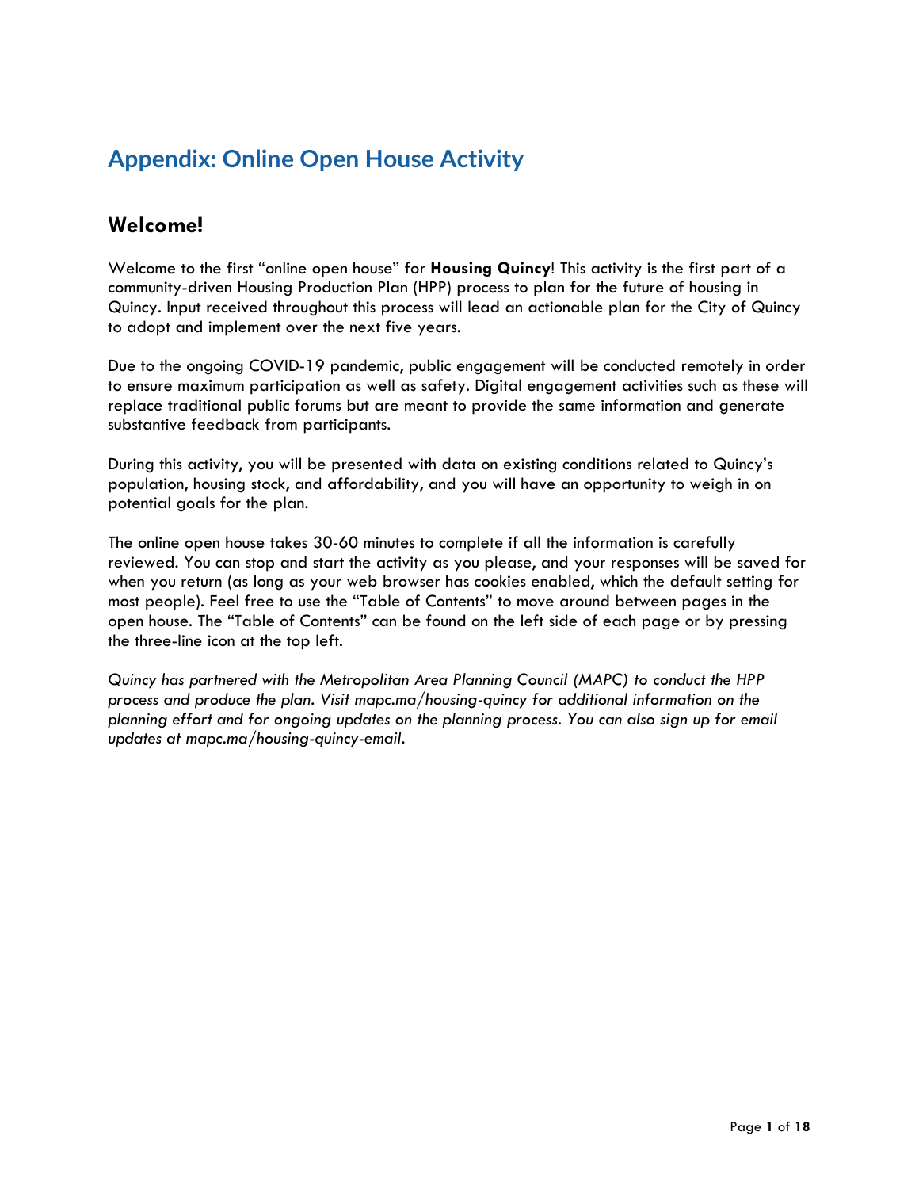# Appendix: Online Open House Activity

## Welcome!

Welcome to the first "online open house" for **Housing Quincy**! This activity is the first part of a community-driven Housing Production Plan (HPP) process to plan for the future of housing in Quincy. Input received throughout this process will lead an actionable plan for the City of Quincy to adopt and implement over the next five years.

Due to the ongoing COVID-19 pandemic, public engagement will be conducted remotely in order to ensure maximum participation as well as safety. Digital engagement activities such as these will replace traditional public forums but are meant to provide the same information and generate substantive feedback from participants.

During this activity, you will be presented with data on existing conditions related to Quincy's population, housing stock, and affordability, and you will have an opportunity to weigh in on potential goals for the plan.

The online open house takes 30-60 minutes to complete if all the information is carefully reviewed. You can stop and start the activity as you please, and your responses will be saved for when you return (as long as your web browser has cookies enabled, which the default setting for most people). Feel free to use the "Table of Contents" to move around between pages in the open house. The "Table of Contents" can be found on the left side of each page or by pressing the three-line icon at the top left.

*Quincy has partnered with the Metropolitan Area Planning Council (MAPC) to conduct the HPP process and produce the plan. Visit mapc.ma/housing-quincy for additional information on the planning effort and for ongoing updates on the planning process. You can also sign up for email updates at mapc.ma/housing-quincy-email.*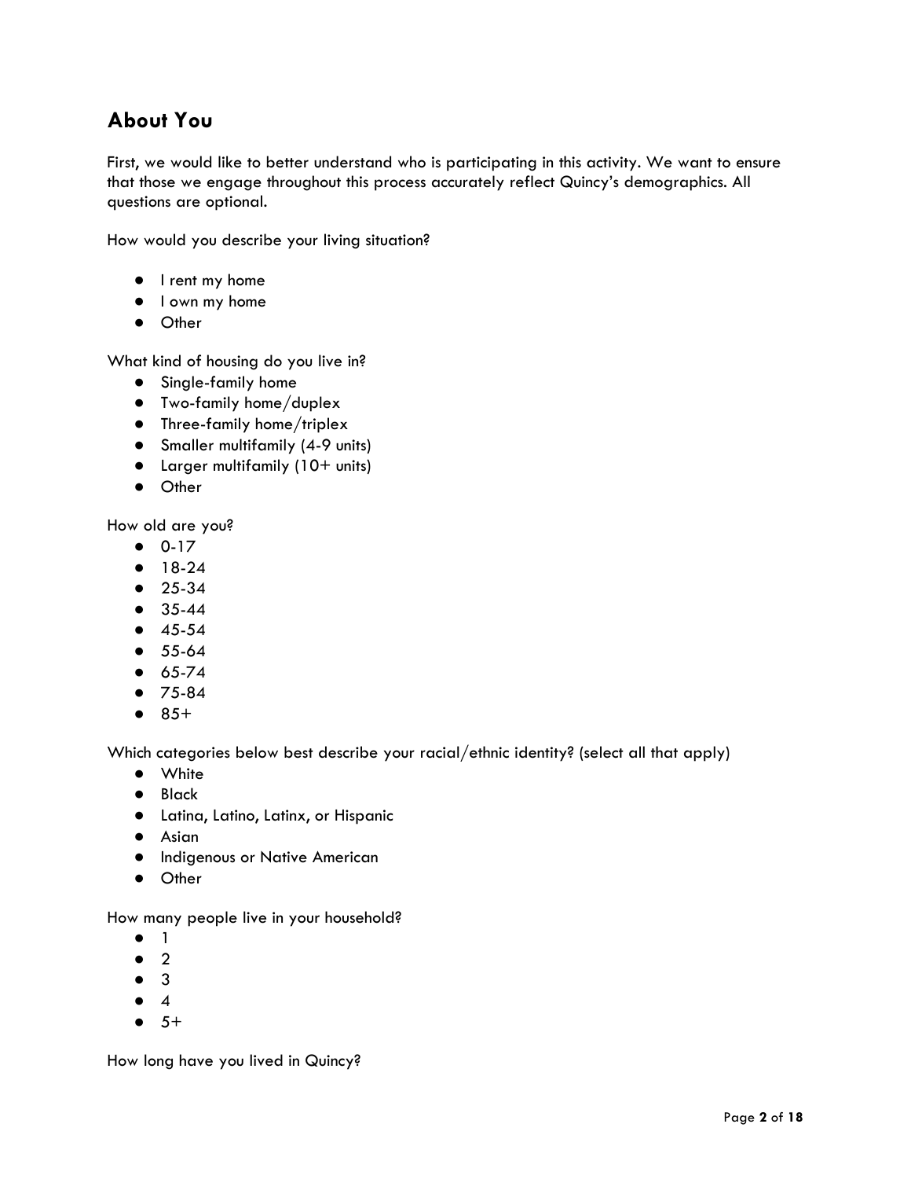## About You

First, we would like to better understand who is participating in this activity. We want to ensure that those we engage throughout this process accurately reflect Quincy's demographics. All questions are optional.

How would you describe your living situation?

- I rent my home
- I own my home
- Other

What kind of housing do you live in?

- Single-family home
- Two-family home/duplex
- Three-family home/triplex
- Smaller multifamily (4-9 units)
- Larger multifamily (10+ units)
- Other

How old are you?

- 0-17
- 18-24
- 25-34
- 35-44
- 45-54
- 55-64
- 65-74
- 75-84
- 85+

Which categories below best describe your racial/ethnic identity? (select all that apply)

- White
- Black
- Latina, Latino, Latinx, or Hispanic
- Asian
- Indigenous or Native American
- Other

How many people live in your household?

- 1
- 2
- 3
- 4
- 5+

How long have you lived in Quincy?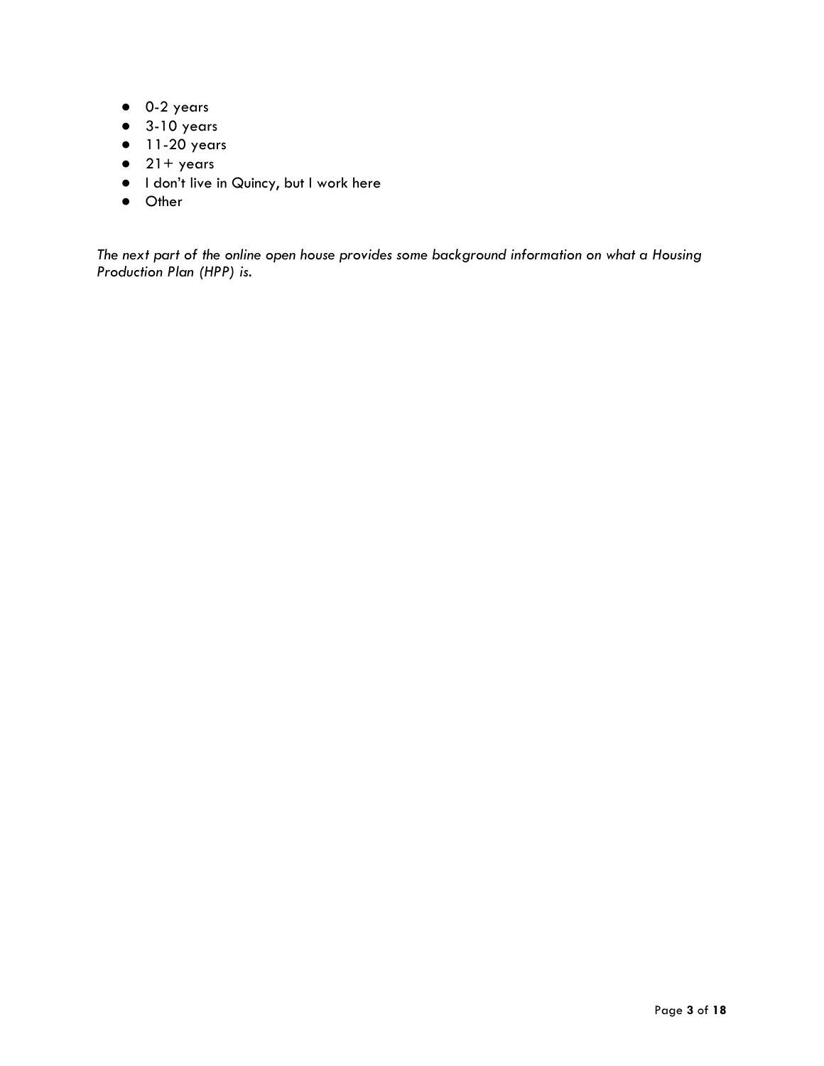- 0-2 years
- 3-10 years
- 11-20 years
- 21+ years
- I don't live in Quincy, but I work here
- Other

*The next part of the online open house provides some background information on what a Housing Production Plan (HPP) is.*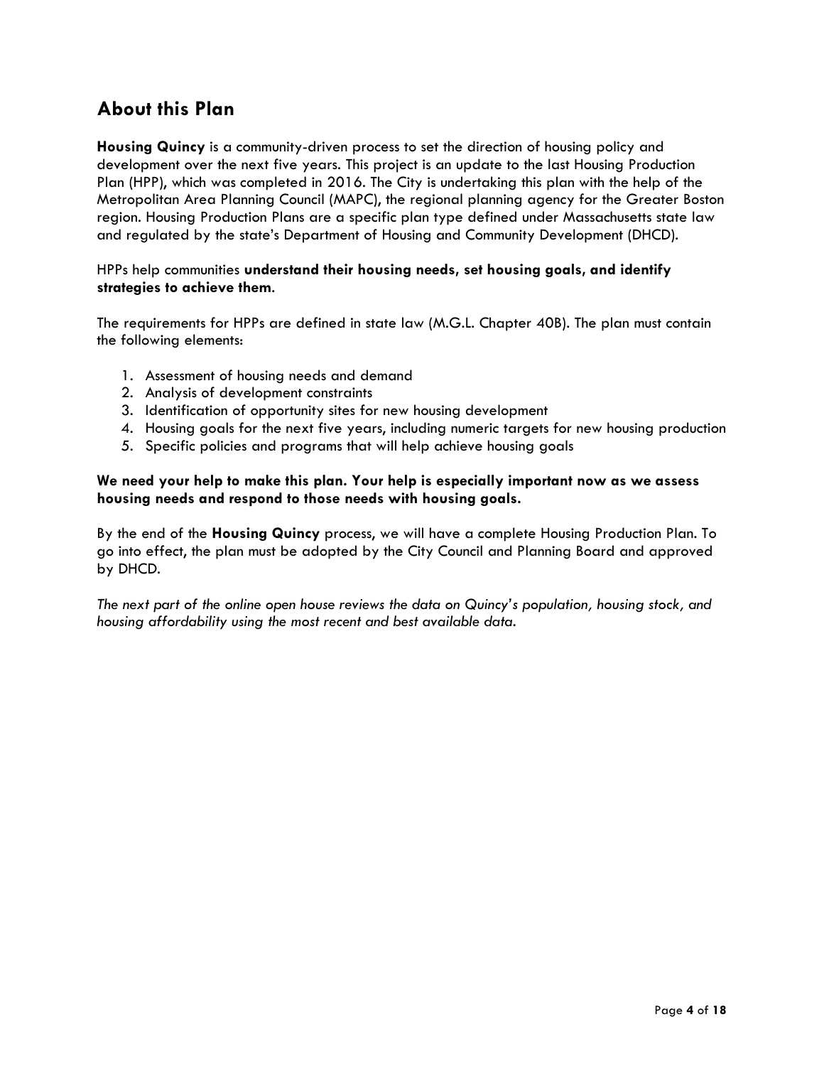## About this Plan

**Housing Quincy** is a community-driven process to set the direction of housing policy and development over the next five years. This project is an update to the last Housing Production Plan (HPP), which was completed in 2016. The City is undertaking this plan with the help of the Metropolitan Area Planning Council (MAPC), the regional planning agency for the Greater Boston region. Housing Production Plans are a specific plan type defined under Massachusetts state law and regulated by the state's Department of Housing and Community Development (DHCD).

HPPs help communities **understand their housing needs, set housing goals, and identify strategies to achieve them**.

The requirements for HPPs are defined in state law (M.G.L. Chapter 40B). The plan must contain the following elements:

1. Assessment of housing needs and demand
2. Analysis of development constraints
3. Identification of opportunity sites for new housing development
4. Housing goals for the next five years, including numeric targets for new housing production
5. Specific policies and programs that will help achieve housing goals

**We need your help to make this plan. Your help is especially important now as we assess housing needs and respond to those needs with housing goals.**

By the end of the **Housing Quincy** process, we will have a complete Housing Production Plan. To go into effect, the plan must be adopted by the City Council and Planning Board and approved by DHCD.

*The next part of the online open house reviews the data on Quincy's population, housing stock, and housing affordability using the most recent and best available data.*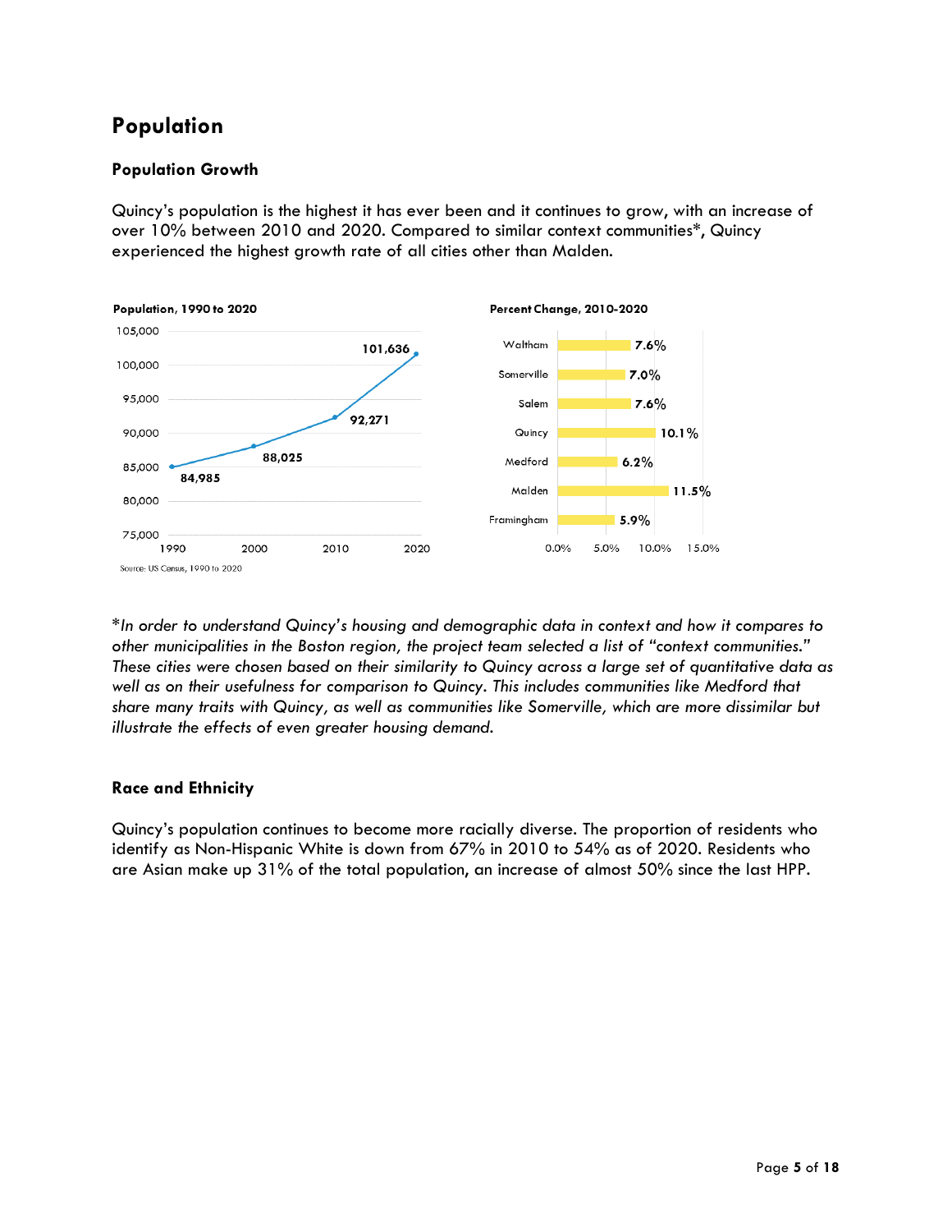# Population

## Population Growth

Quincy's population is the highest it has ever been and it continues to grow, with an increase of over 10% between 2010 and 2020. Compared to similar context communities*, Quincy experienced the highest growth rate of all cities other than Malden.

**Population, 1990 to 2020**

| Year | Population |
|---|---|
| 1990 | 84,985 |
| 2000 | 88,025 |
| 2010 | 92,271 |
| 2020 | 101,636 |

Source: US Census, 1990 to 2020

**Percent Change, 2010-2020**

| City | Percent Change |
|---|---|
| Waltham | 7.6% |
| Somerville | 7.0% |
| Salem | 7.6% |
| Quincy | 10.1% |
| Medford | 6.2% |
| Malden | 11.5% |
| Framingham | 5.9% |

**In order to understand Quincy's housing and demographic data in context and how it compares to other municipalities in the Boston region, the project team selected a list of "context communities." These cities were chosen based on their similarity to Quincy across a large set of quantitative data as well as on their usefulness for comparison to Quincy. This includes communities like Medford that share many traits with Quincy, as well as communities like Somerville, which are more dissimilar but illustrate the effects of even greater housing demand.*

## Race and Ethnicity

Quincy's population continues to become more racially diverse. The proportion of residents who identify as Non-Hispanic White is down from 67% in 2010 to 54% as of 2020. Residents who are Asian make up 31% of the total population, an increase of almost 50% since the last HPP.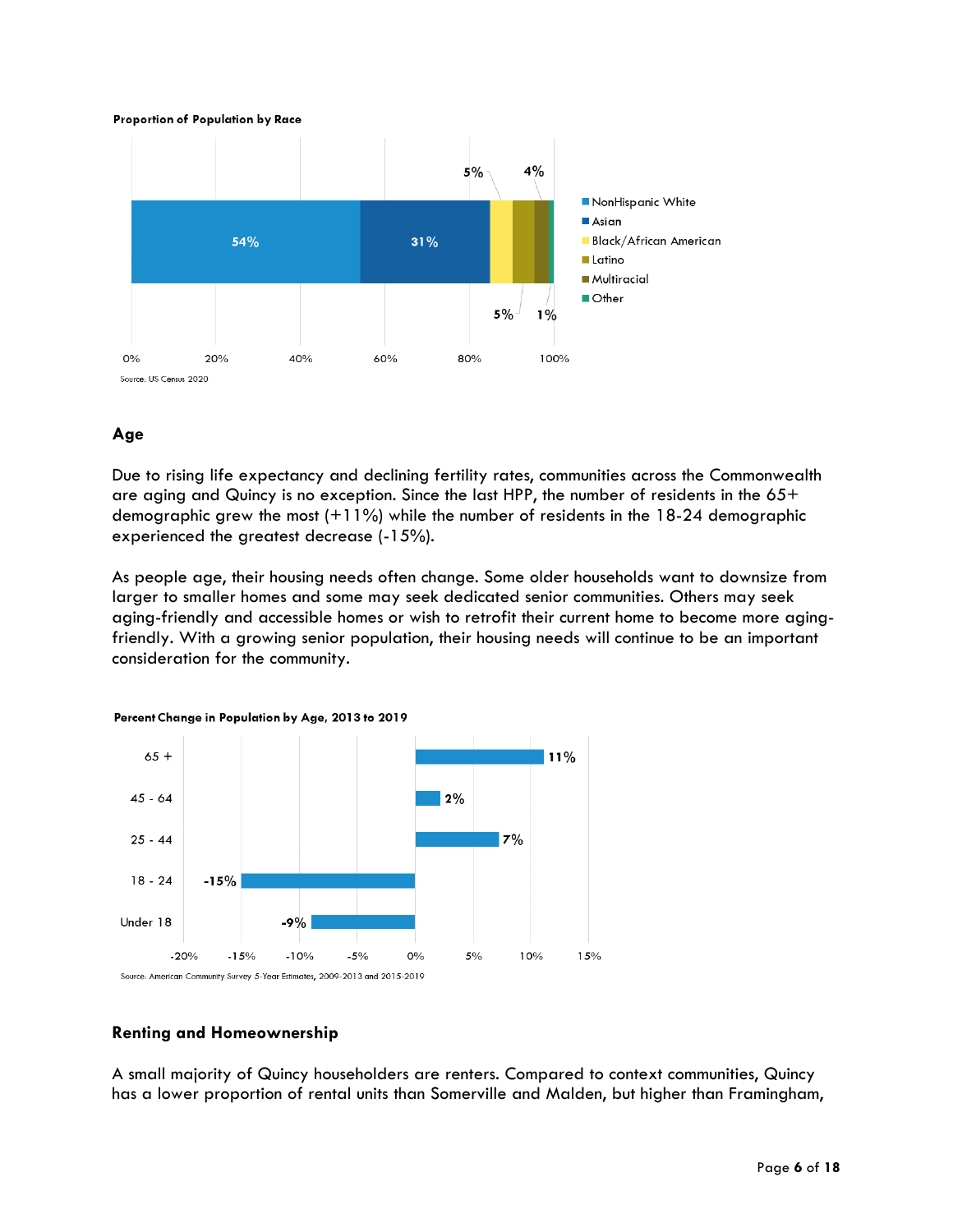**Proportion of Population by Race**

| Race | Percent |
|---|---|
| NonHispanic White | 54% |
| Asian | 31% |
| Black/African American | 5% |
| Latino | 5% |
| Multiracial | 4% |
| Other | 1% |

Source: US Census 2020

### Age

Due to rising life expectancy and declining fertility rates, communities across the Commonwealth are aging and Quincy is no exception. Since the last HPP, the number of residents in the 65+ demographic grew the most (+11%) while the number of residents in the 18-24 demographic experienced the greatest decrease (-15%).

As people age, their housing needs often change. Some older households want to downsize from larger to smaller homes and some may seek dedicated senior communities. Others may seek aging-friendly and accessible homes or wish to retrofit their current home to become more aging-friendly. With a growing senior population, their housing needs will continue to be an important consideration for the community.

**Percent Change in Population by Age, 2013 to 2019**

| Age | Percent Change |
|---|---|
| 65 + | 11% |
| 45 - 64 | 2% |
| 25 - 44 | 7% |
| 18 - 24 | -15% |
| Under 18 | -9% |

Source: American Community Survey 5-Year Estimates, 2009-2013 and 2015-2019

### Renting and Homeownership

A small majority of Quincy householders are renters. Compared to context communities, Quincy has a lower proportion of rental units than Somerville and Malden, but higher than Framingham,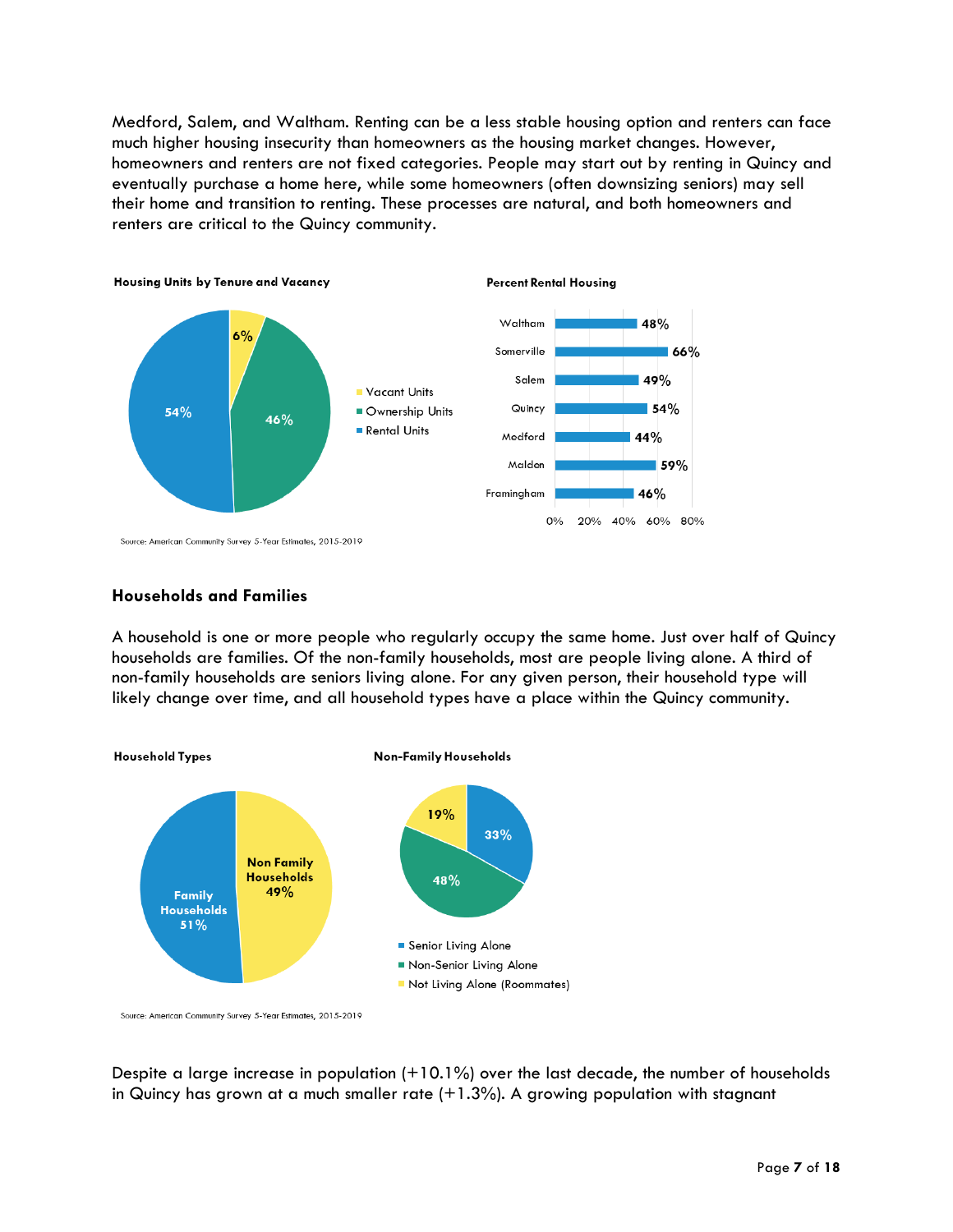Medford, Salem, and Waltham. Renting can be a less stable housing option and renters can face much higher housing insecurity than homeowners as the housing market changes. However, homeowners and renters are not fixed categories. People may start out by renting in Quincy and eventually purchase a home here, while some homeowners (often downsizing seniors) may sell their home and transition to renting. These processes are natural, and both homeowners and renters are critical to the Quincy community.

**Housing Units by Tenure and Vacancy**

| Category | Percent |
|---|---|
| Vacant Units | 6% |
| Ownership Units | 46% |
| Rental Units | 54% |

**Percent Rental Housing**

| Community | Percent |
|---|---|
| Waltham | 48% |
| Somerville | 66% |
| Salem | 49% |
| Quincy | 54% |
| Medford | 44% |
| Malden | 59% |
| Framingham | 46% |

Source: American Community Survey 5-Year Estimates, 2015-2019

## Households and Families

A household is one or more people who regularly occupy the same home. Just over half of Quincy households are families. Of the non-family households, most are people living alone. A third of non-family households are seniors living alone. For any given person, their household type will likely change over time, and all household types have a place within the Quincy community.

**Household Types**

| Category | Percent |
|---|---|
| Family Households | 51% |
| Non Family Households | 49% |

**Non-Family Households**

| Category | Percent |
|---|---|
| Senior Living Alone | 33% |
| Non-Senior Living Alone | 48% |
| Not Living Alone (Roommates) | 19% |

Source: American Community Survey 5-Year Estimates, 2015-2019

Despite a large increase in population (+10.1%) over the last decade, the number of households in Quincy has grown at a much smaller rate (+1.3%). A growing population with stagnant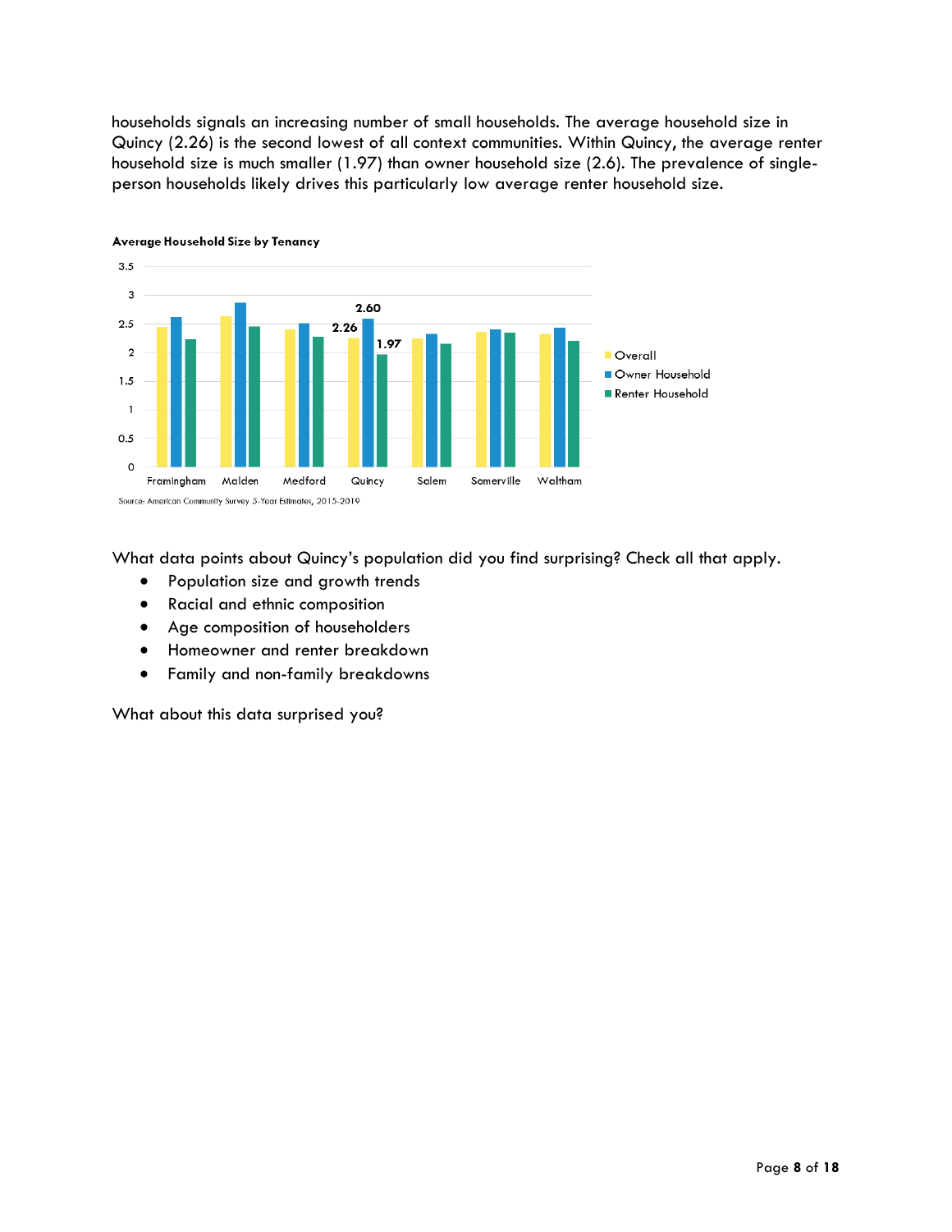households signals an increasing number of small households. The average household size in Quincy (2.26) is the second lowest of all context communities. Within Quincy, the average renter household size is much smaller (1.97) than owner household size (2.6). The prevalence of single-person households likely drives this particularly low average renter household size.

**Average Household Size by Tenancy**

Source: American Community Survey 5-Year Estimates, 2015-2019

What data points about Quincy's population did you find surprising? Check all that apply.

- Population size and growth trends
- Racial and ethnic composition
- Age composition of householders
- Homeowner and renter breakdown
- Family and non-family breakdowns

What about this data surprised you?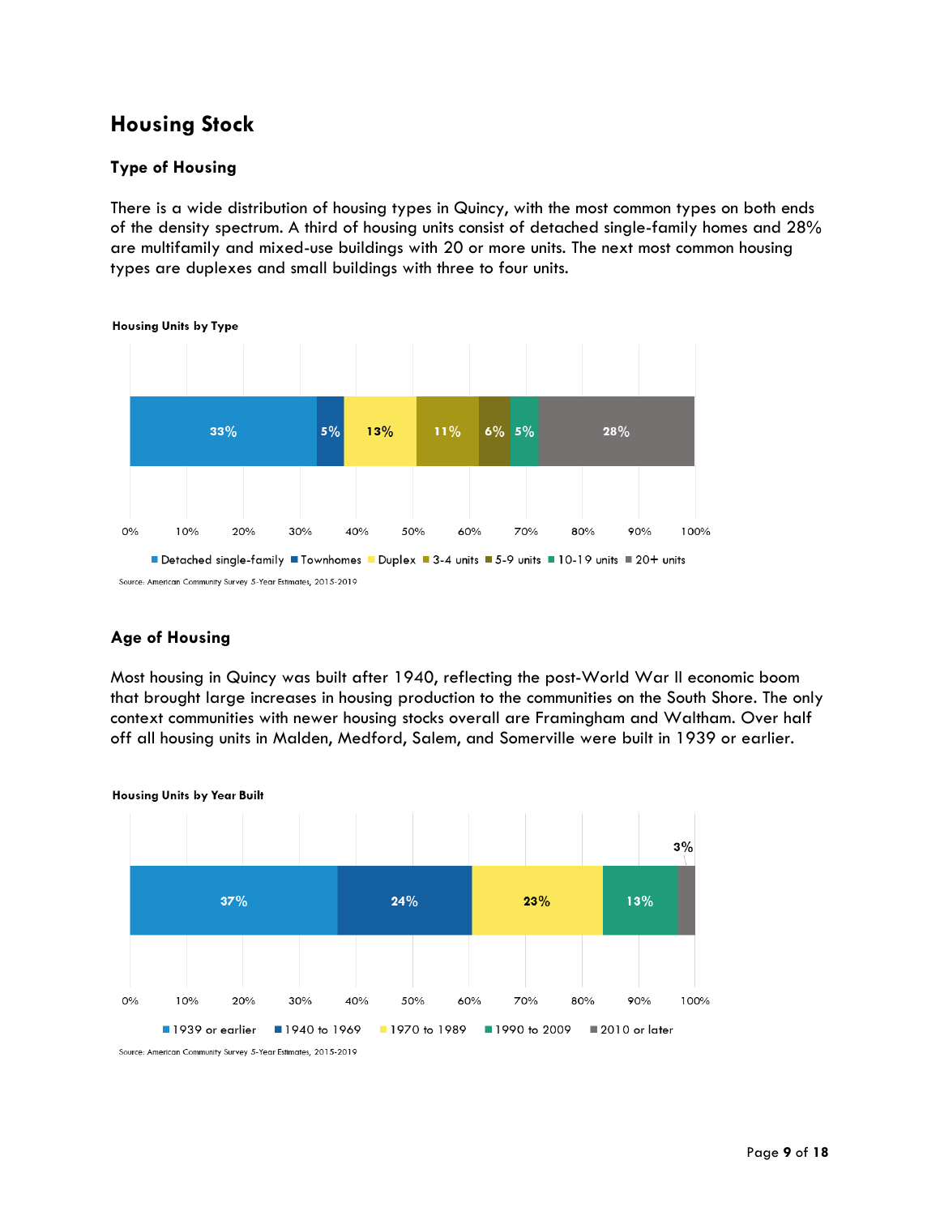## Housing Stock

### Type of Housing

There is a wide distribution of housing types in Quincy, with the most common types on both ends of the density spectrum. A third of housing units consist of detached single-family homes and 28% are multifamily and mixed-use buildings with 20 or more units. The next most common housing types are duplexes and small buildings with three to four units.

**Housing Units by Type**

| Detached single-family | Townhomes | Duplex | 3-4 units | 5-9 units | 10-19 units | 20+ units |
|---|---|---|---|---|---|---|
| 33% | 5% | 13% | 11% | 6% | 5% | 28% |

Source: American Community Survey 5-Year Estimates, 2015-2019

### Age of Housing

Most housing in Quincy was built after 1940, reflecting the post-World War II economic boom that brought large increases in housing production to the communities on the South Shore. The only context communities with newer housing stocks overall are Framingham and Waltham. Over half off all housing units in Malden, Medford, Salem, and Somerville were built in 1939 or earlier.

**Housing Units by Year Built**

| 1939 or earlier | 1940 to 1969 | 1970 to 1989 | 1990 to 2009 | 2010 or later |
|---|---|---|---|---|
| 37% | 24% | 23% | 13% | 3% |

Source: American Community Survey 5-Year Estimates, 2015-2019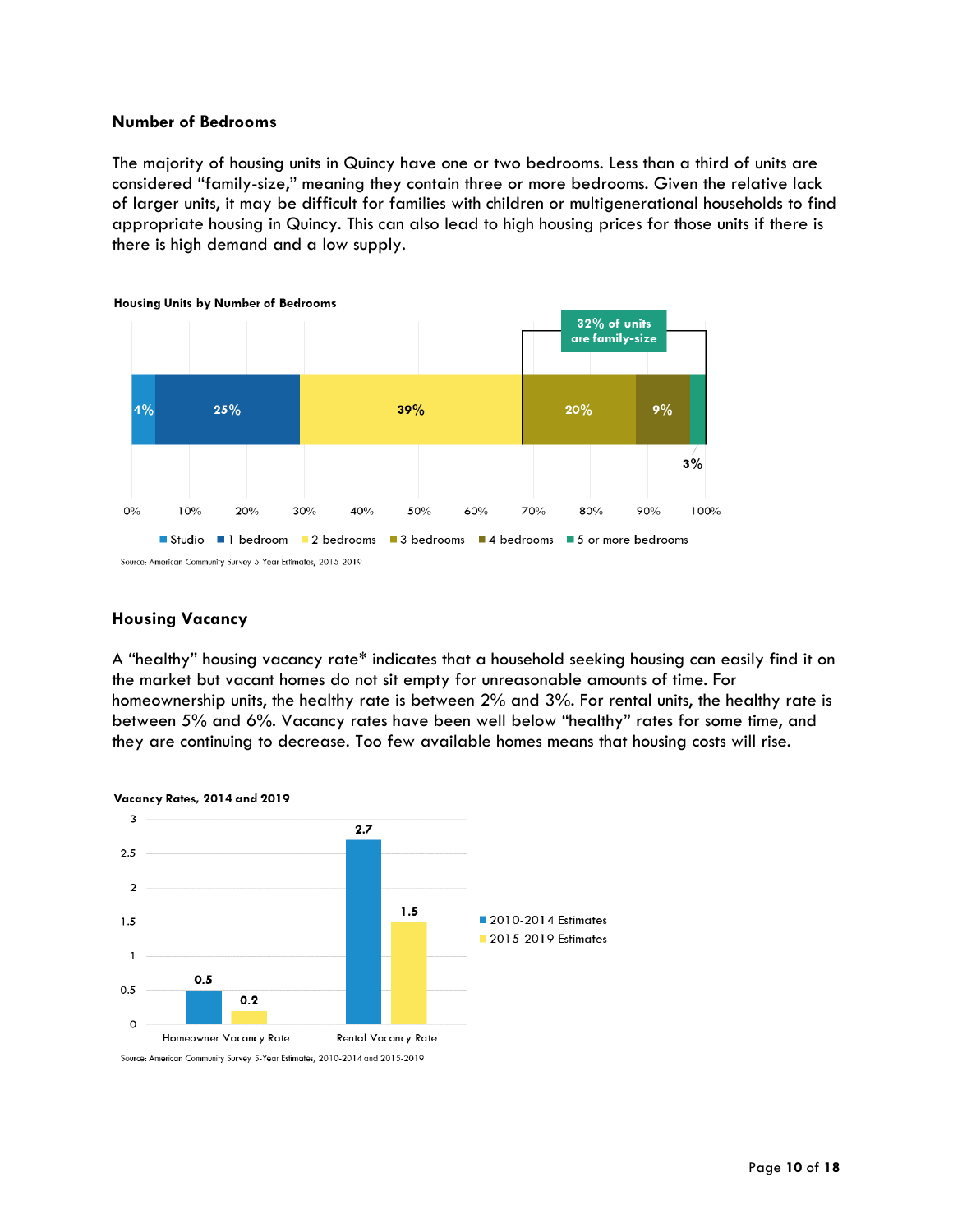### Number of Bedrooms

The majority of housing units in Quincy have one or two bedrooms. Less than a third of units are considered "family-size," meaning they contain three or more bedrooms. Given the relative lack of larger units, it may be difficult for families with children or multigenerational households to find appropriate housing in Quincy. This can also lead to high housing prices for those units if there is there is high demand and a low supply.

**Housing Units by Number of Bedrooms**

| Studio | 1 bedroom | 2 bedrooms | 3 bedrooms | 4 bedrooms | 5 or more bedrooms |
|---|---|---|---|---|---|
| 4% | 25% | 39% | 20% | 9% | 3% |

32% of units are family-size

Source: American Community Survey 5-Year Estimates, 2015-2019

### Housing Vacancy

A "healthy" housing vacancy rate* indicates that a household seeking housing can easily find it on the market but vacant homes do not sit empty for unreasonable amounts of time. For homeownership units, the healthy rate is between 2% and 3%. For rental units, the healthy rate is between 5% and 6%. Vacancy rates have been well below "healthy" rates for some time, and they are continuing to decrease. Too few available homes means that housing costs will rise.

**Vacancy Rates, 2014 and 2019**

| | 2010-2014 Estimates | 2015-2019 Estimates |
|---|---|---|
| Homeowner Vacancy Rate | 0.5 | 0.2 |
| Rental Vacancy Rate | 2.7 | 1.5 |

Source: American Community Survey 5-Year Estimates, 2010-2014 and 2015-2019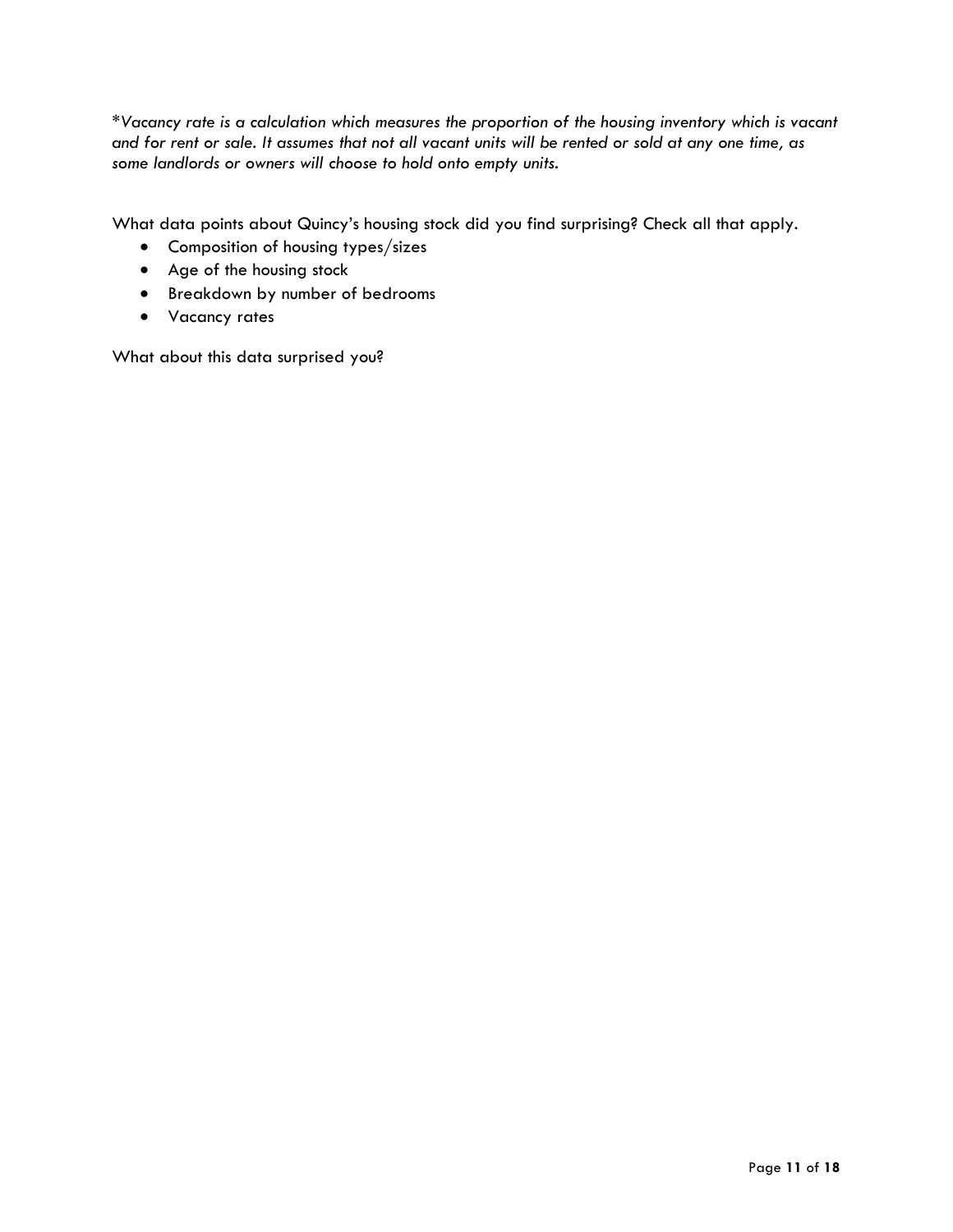**Vacancy rate is a calculation which measures the proportion of the housing inventory which is vacant and for rent or sale. It assumes that not all vacant units will be rented or sold at any one time, as some landlords or owners will choose to hold onto empty units.*

What data points about Quincy's housing stock did you find surprising? Check all that apply.

- Composition of housing types/sizes
- Age of the housing stock
- Breakdown by number of bedrooms
- Vacancy rates

What about this data surprised you?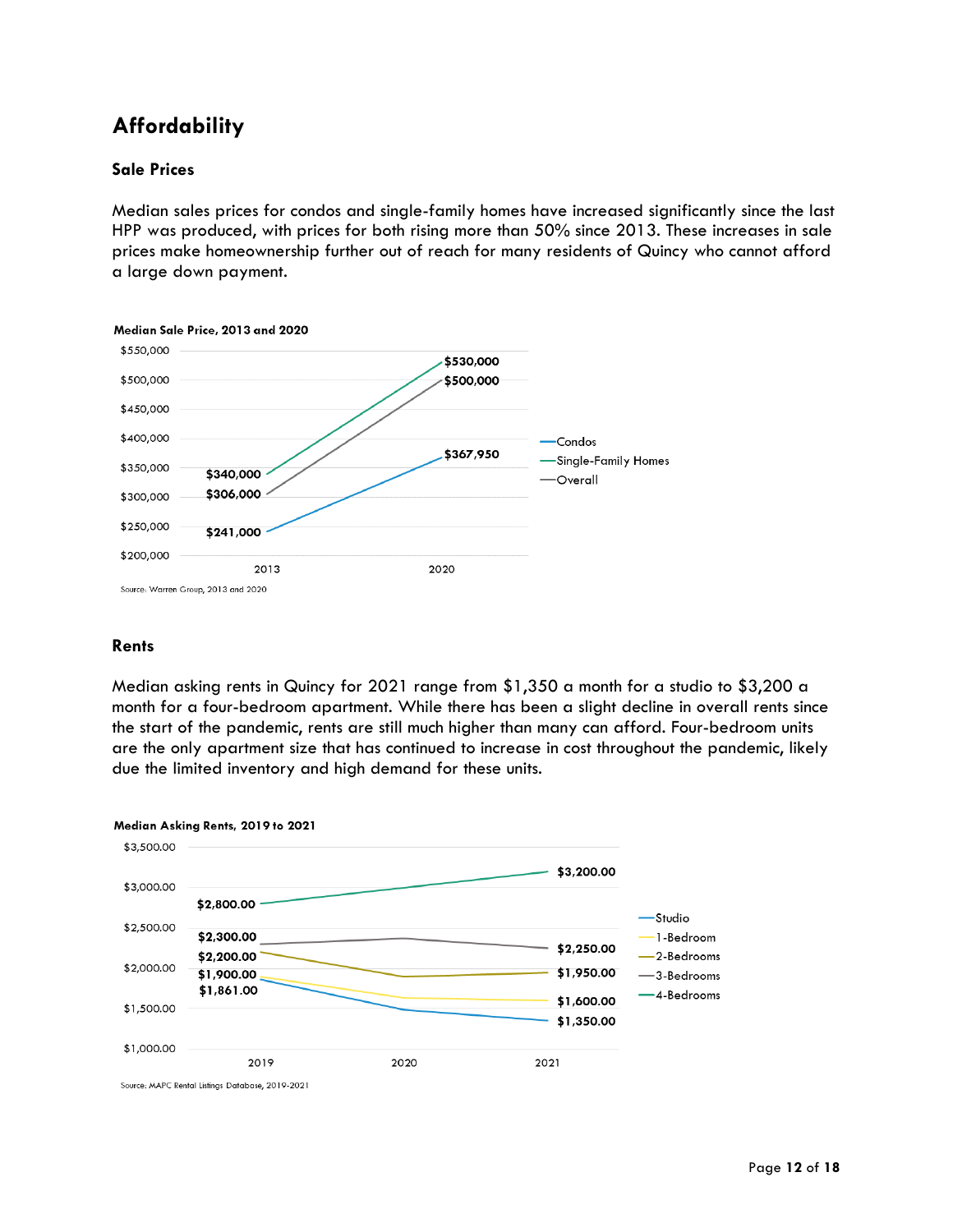## Affordability

### Sale Prices

Median sales prices for condos and single-family homes have increased significantly since the last HPP was produced, with prices for both rising more than 50% since 2013. These increases in sale prices make homeownership further out of reach for many residents of Quincy who cannot afford a large down payment.

**Median Sale Price, 2013 and 2020**

| | 2013 | 2020 |
|---|---|---|
| Condos | $241,000 | $367,950 |
| Single-Family Homes | $340,000 | $530,000 |
| Overall | $306,000 | $500,000 |

Source: Warren Group, 2013 and 2020

### Rents

Median asking rents in Quincy for 2021 range from $1,350 a month for a studio to $3,200 a month for a four-bedroom apartment. While there has been a slight decline in overall rents since the start of the pandemic, rents are still much higher than many can afford. Four-bedroom units are the only apartment size that has continued to increase in cost throughout the pandemic, likely due the limited inventory and high demand for these units.

**Median Asking Rents, 2019 to 2021**

| | 2019 | 2021 |
|---|---|---|
| Studio | $1,861.00 | $1,350.00 |
| 1-Bedroom | $1,900.00 | $1,600.00 |
| 2-Bedrooms | $2,200.00 | $1,950.00 |
| 3-Bedrooms | $2,300.00 | $2,250.00 |
| 4-Bedrooms | $2,800.00 | $3,200.00 |

Source: MAPC Rental Listings Database, 2019-2021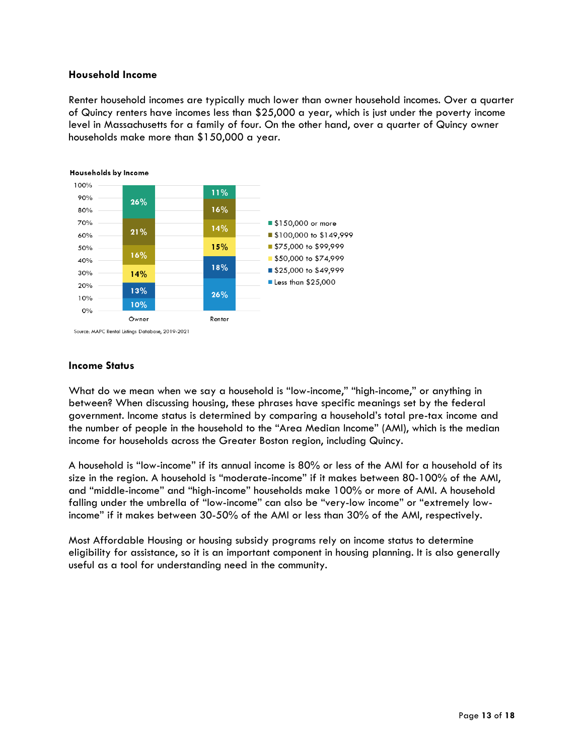### Household Income

Renter household incomes are typically much lower than owner household incomes. Over a quarter of Quincy renters have incomes less than $25,000 a year, which is just under the poverty income level in Massachusetts for a family of four. On the other hand, over a quarter of Quincy owner households make more than $150,000 a year.

**Households by Income**

| Income | Owner | Renter |
| --- | --- | --- |
| $150,000 or more | 26% | 11% |
| $100,000 to $149,999 | 21% | 16% |
| $75,000 to $99,999 | 16% | 14% |
| $50,000 to $74,999 | 14% | 15% |
| $25,000 to $49,999 | 13% | 18% |
| Less than $25,000 | 10% | 26% |

Source: MAPC Rental Listings Database, 2019-2021

### Income Status

What do we mean when we say a household is "low-income," "high-income," or anything in between? When discussing housing, these phrases have specific meanings set by the federal government. Income status is determined by comparing a household's total pre-tax income and the number of people in the household to the "Area Median Income" (AMI), which is the median income for households across the Greater Boston region, including Quincy.

A household is "low-income" if its annual income is 80% or less of the AMI for a household of its size in the region. A household is "moderate-income" if it makes between 80-100% of the AMI, and "middle-income" and "high-income" households make 100% or more of AMI. A household falling under the umbrella of "low-income" can also be "very-low income" or "extremely low-income" if it makes between 30-50% of the AMI or less than 30% of the AMI, respectively.

Most Affordable Housing or housing subsidy programs rely on income status to determine eligibility for assistance, so it is an important component in housing planning. It is also generally useful as a tool for understanding need in the community.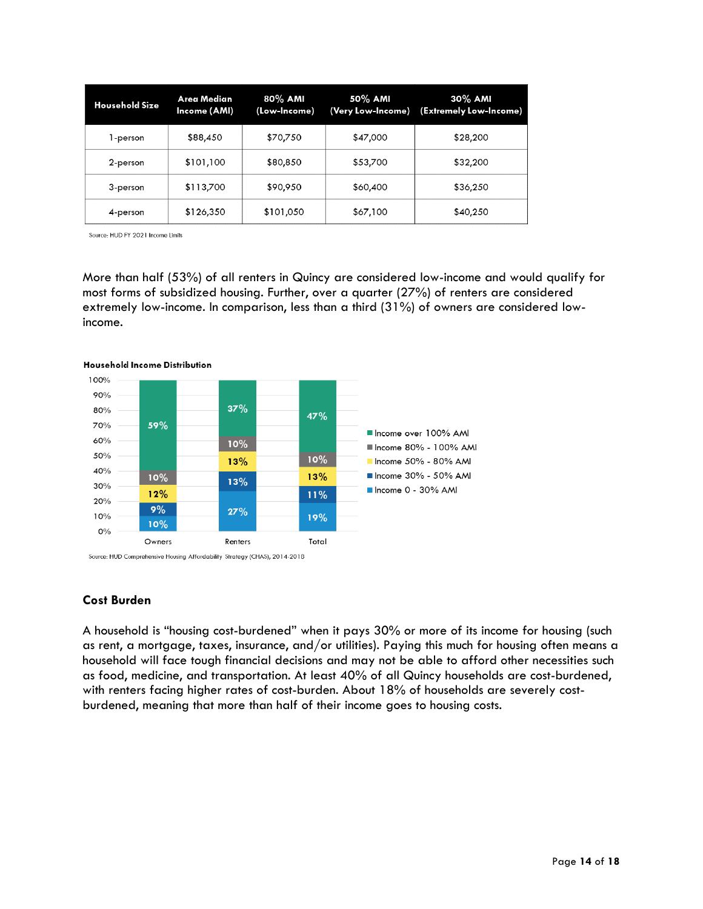| Household Size | Area Median Income (AMI) | 80% AMI (Low-Income) | 50% AMI (Very Low-Income) | 30% AMI (Extremely Low-Income) |
|---|---|---|---|---|
| 1-person | $88,450 | $70,750 | $47,000 | $28,200 |
| 2-person | $101,100 | $80,850 | $53,700 | $32,200 |
| 3-person | $113,700 | $90,950 | $60,400 | $36,250 |
| 4-person | $126,350 | $101,050 | $67,100 | $40,250 |

Source: HUD FY 2021 Income Limits

More than half (53%) of all renters in Quincy are considered low-income and would qualify for most forms of subsidized housing. Further, over a quarter (27%) of renters are considered extremely low-income. In comparison, less than a third (31%) of owners are considered low-income.

**Household Income Distribution**

| | Owners | Renters | Total |
|---|---|---|---|
| Income over 100% AMI | 59% | 37% | 47% |
| Income 80% - 100% AMI | 10% | 10% | 10% |
| Income 50% - 80% AMI | 12% | 13% | 13% |
| Income 30% - 50% AMI | 9% | 13% | 11% |
| Income 0 - 30% AMI | 10% | 27% | 19% |

Source: HUD Comprehensive Housing Affordability Strategy (CHAS), 2014-2018

### Cost Burden

A household is "housing cost-burdened" when it pays 30% or more of its income for housing (such as rent, a mortgage, taxes, insurance, and/or utilities). Paying this much for housing often means a household will face tough financial decisions and may not be able to afford other necessities such as food, medicine, and transportation. At least 40% of all Quincy households are cost-burdened, with renters facing higher rates of cost-burden. About 18% of households are severely cost-burdened, meaning that more than half of their income goes to housing costs.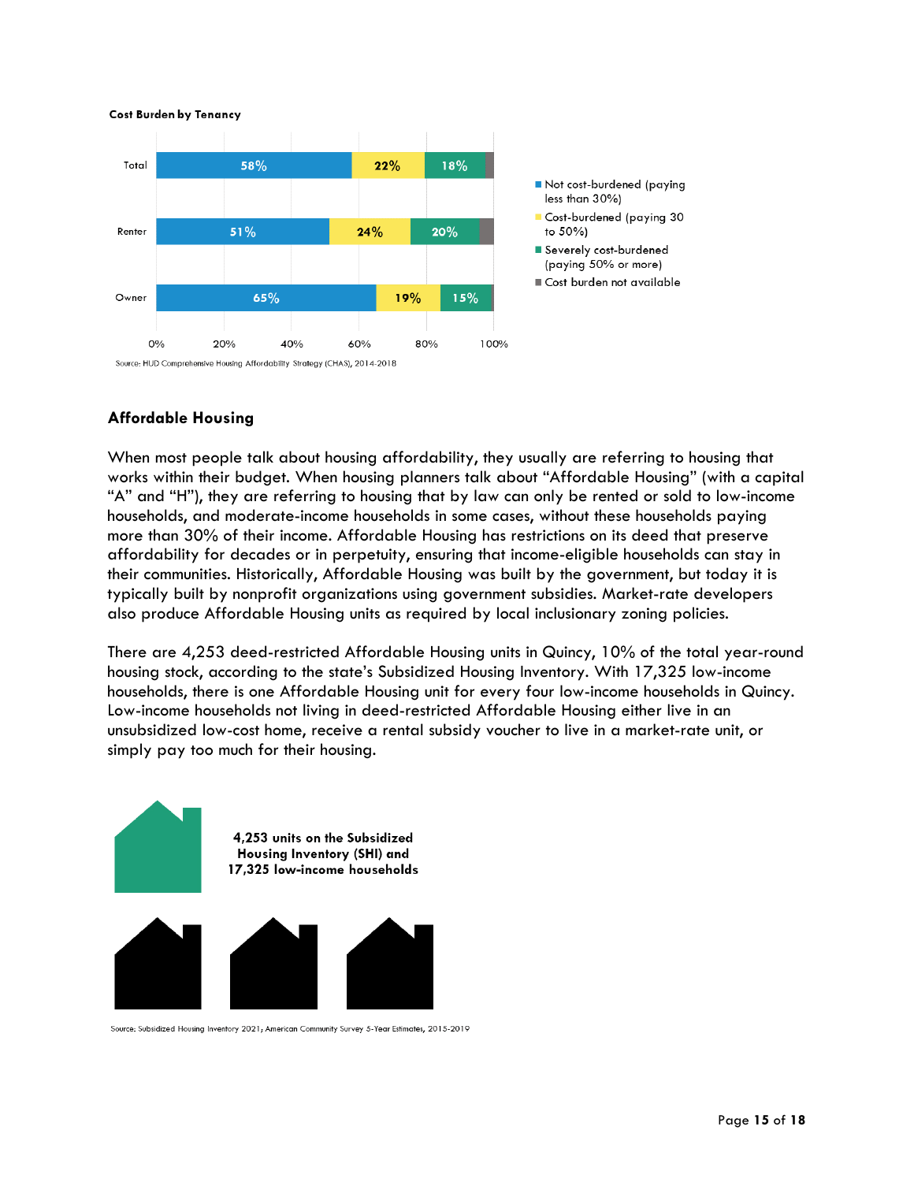**Cost Burden by Tenancy**

| | Not cost-burdened (paying less than 30%) | Cost-burdened (paying 30 to 50%) | Severely cost-burdened (paying 50% or more) |
|---|---|---|---|
| Total | 58% | 22% | 18% |
| Renter | 51% | 24% | 20% |
| Owner | 65% | 19% | 15% |

Legend also includes: Cost burden not available

Source: HUD Comprehensive Housing Affordability Strategy (CHAS), 2014-2018

## Affordable Housing

When most people talk about housing affordability, they usually are referring to housing that works within their budget. When housing planners talk about "Affordable Housing" (with a capital "A" and "H"), they are referring to housing that by law can only be rented or sold to low-income households, and moderate-income households in some cases, without these households paying more than 30% of their income. Affordable Housing has restrictions on its deed that preserve affordability for decades or in perpetuity, ensuring that income-eligible households can stay in their communities. Historically, Affordable Housing was built by the government, but today it is typically built by nonprofit organizations using government subsidies. Market-rate developers also produce Affordable Housing units as required by local inclusionary zoning policies.

There are 4,253 deed-restricted Affordable Housing units in Quincy, 10% of the total year-round housing stock, according to the state's Subsidized Housing Inventory. With 17,325 low-income households, there is one Affordable Housing unit for every four low-income households in Quincy. Low-income households not living in deed-restricted Affordable Housing either live in an unsubsidized low-cost home, receive a rental subsidy voucher to live in a market-rate unit, or simply pay too much for their housing.

**4,253 units on the Subsidized Housing Inventory (SHI) and 17,325 low-income households**

Source: Subsidized Housing Inventory 2021; American Community Survey 5-Year Estimates, 2015-2019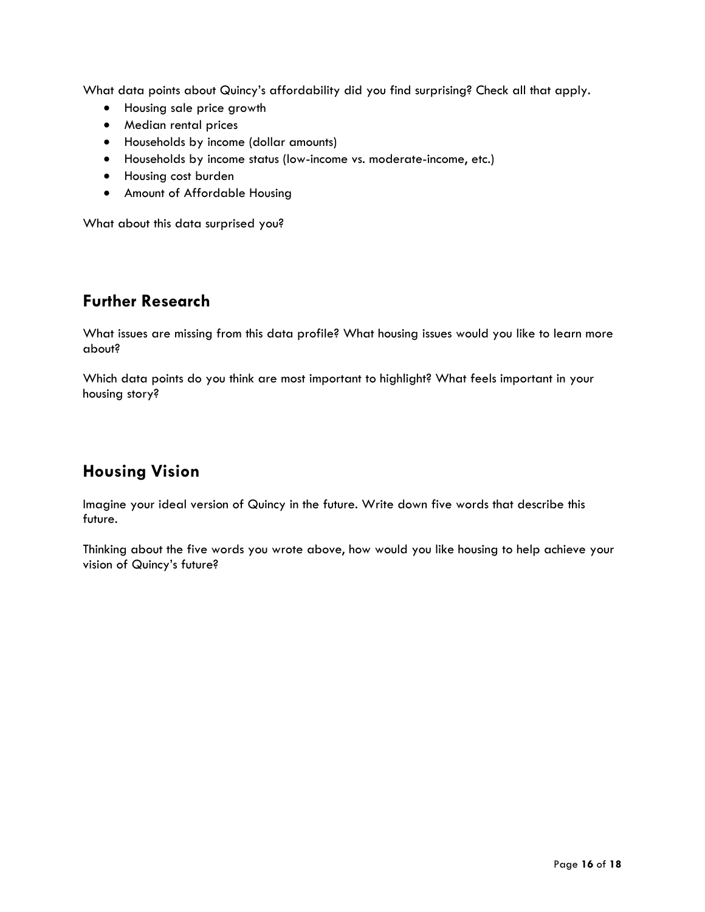What data points about Quincy's affordability did you find surprising? Check all that apply.

- Housing sale price growth
- Median rental prices
- Households by income (dollar amounts)
- Households by income status (low-income vs. moderate-income, etc.)
- Housing cost burden
- Amount of Affordable Housing

What about this data surprised you?

## Further Research

What issues are missing from this data profile? What housing issues would you like to learn more about?

Which data points do you think are most important to highlight? What feels important in your housing story?

## Housing Vision

Imagine your ideal version of Quincy in the future. Write down five words that describe this future.

Thinking about the five words you wrote above, how would you like housing to help achieve your vision of Quincy's future?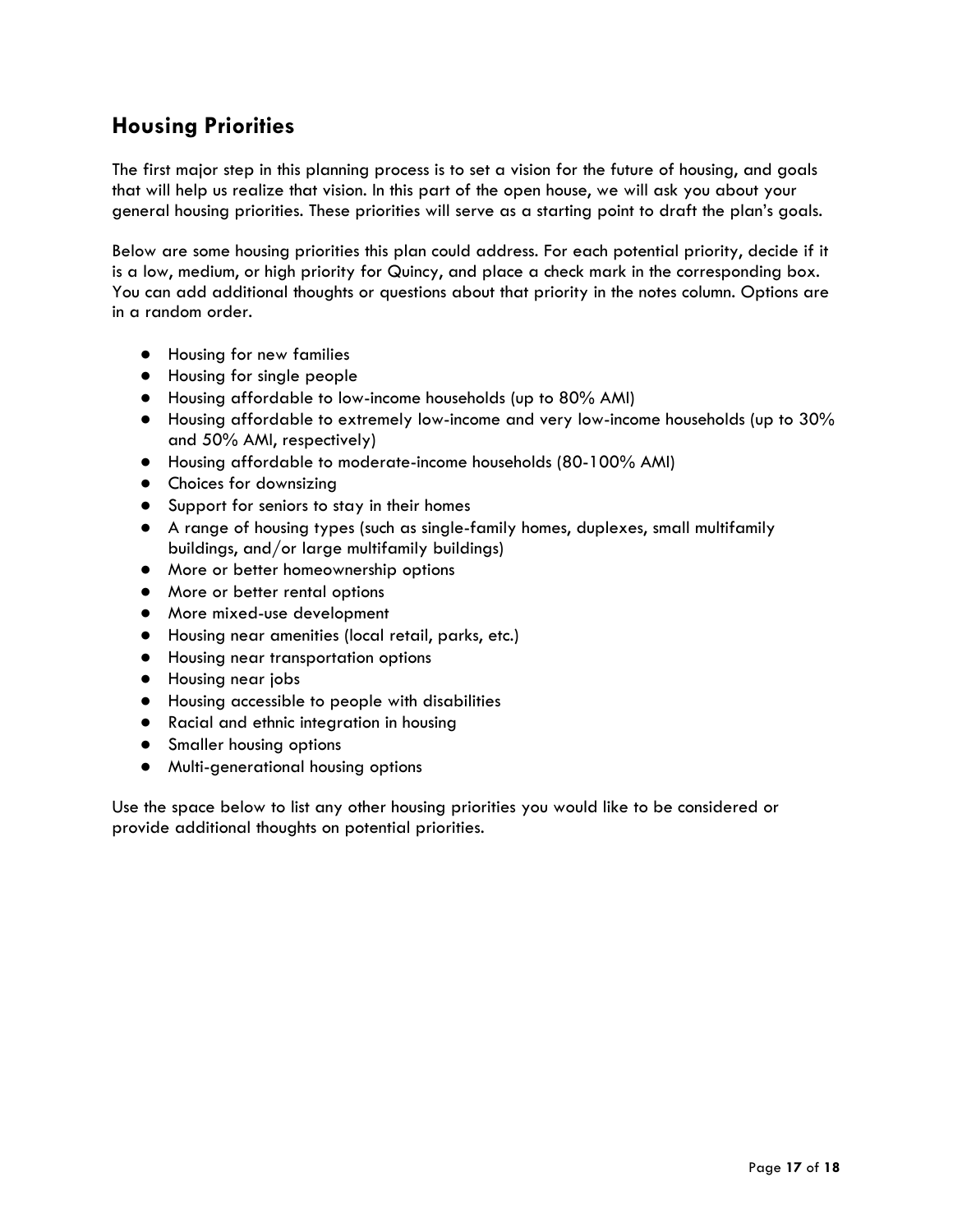## Housing Priorities

The first major step in this planning process is to set a vision for the future of housing, and goals that will help us realize that vision. In this part of the open house, we will ask you about your general housing priorities. These priorities will serve as a starting point to draft the plan's goals.

Below are some housing priorities this plan could address. For each potential priority, decide if it is a low, medium, or high priority for Quincy, and place a check mark in the corresponding box. You can add additional thoughts or questions about that priority in the notes column. Options are in a random order.

- Housing for new families
- Housing for single people
- Housing affordable to low-income households (up to 80% AMI)
- Housing affordable to extremely low-income and very low-income households (up to 30% and 50% AMI, respectively)
- Housing affordable to moderate-income households (80-100% AMI)
- Choices for downsizing
- Support for seniors to stay in their homes
- A range of housing types (such as single-family homes, duplexes, small multifamily buildings, and/or large multifamily buildings)
- More or better homeownership options
- More or better rental options
- More mixed-use development
- Housing near amenities (local retail, parks, etc.)
- Housing near transportation options
- Housing near jobs
- Housing accessible to people with disabilities
- Racial and ethnic integration in housing
- Smaller housing options
- Multi-generational housing options

Use the space below to list any other housing priorities you would like to be considered or provide additional thoughts on potential priorities.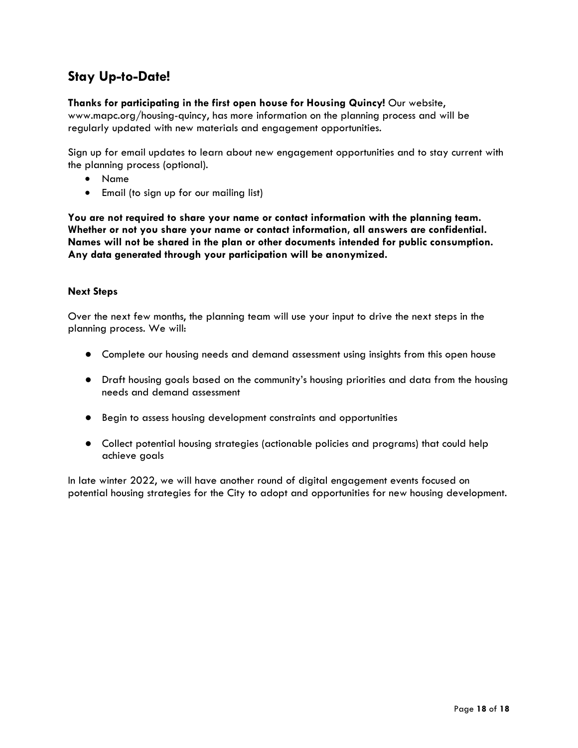## Stay Up-to-Date!

**Thanks for participating in the first open house for Housing Quincy!** Our website, www.mapc.org/housing-quincy, has more information on the planning process and will be regularly updated with new materials and engagement opportunities.

Sign up for email updates to learn about new engagement opportunities and to stay current with the planning process (optional).

- Name
- Email (to sign up for our mailing list)

**You are not required to share your name or contact information with the planning team. Whether or not you share your name or contact information, all answers are confidential. Names will not be shared in the plan or other documents intended for public consumption. Any data generated through your participation will be anonymized.**

### Next Steps

Over the next few months, the planning team will use your input to drive the next steps in the planning process. We will:

- Complete our housing needs and demand assessment using insights from this open house
- Draft housing goals based on the community's housing priorities and data from the housing needs and demand assessment
- Begin to assess housing development constraints and opportunities
- Collect potential housing strategies (actionable policies and programs) that could help achieve goals

In late winter 2022, we will have another round of digital engagement events focused on potential housing strategies for the City to adopt and opportunities for new housing development.